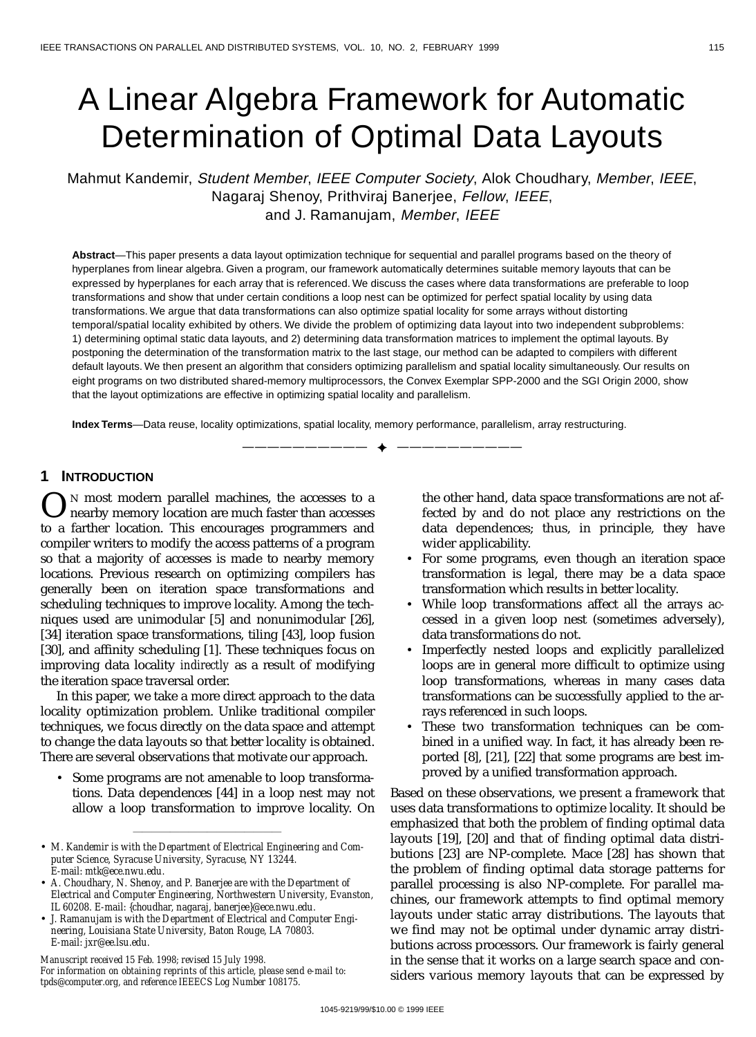# A Linear Algebra Framework for Automatic Determination of Optimal Data Layouts

Mahmut Kandemir, *Student Member*, *IEEE Computer Society*, Alok Choudhary, *Member*, *IEEE*, Nagaraj Shenoy, Prithviraj Banerjee, *Fellow*, *IEEE*, and J. Ramanujam, *Member*, *IEEE*

**Abstract**—This paper presents a data layout optimization technique for sequential and parallel programs based on the theory of hyperplanes from linear algebra. Given a program, our framework automatically determines suitable memory layouts that can be expressed by hyperplanes for each array that is referenced. We discuss the cases where data transformations are preferable to loop transformations and show that under certain conditions a loop nest can be optimized for perfect spatial locality by using data transformations. We argue that data transformations can also optimize spatial locality for some arrays without distorting temporal/spatial locality exhibited by others. We divide the problem of optimizing data layout into two independent subproblems: 1) determining optimal static data layouts, and 2) determining data transformation matrices to implement the optimal layouts. By postponing the determination of the transformation matrix to the last stage, our method can be adapted to compilers with different default layouts. We then present an algorithm that considers optimizing parallelism and spatial locality simultaneously. Our results on eight programs on two distributed shared-memory multiprocessors, the Convex Exemplar SPP-2000 and the SGI Origin 2000, show that the layout optimizations are effective in optimizing spatial locality and parallelism.

**Index Terms**—Data reuse, locality optimizations, spatial locality, memory performance, parallelism, array restructuring.

---

## 1 Introduction

On most modern parallel machines, the accesses to a nearby memory location are much faster than accesses to a farther location. This encourages programmers and compiler writers to modify the access patterns of a program so that a majority of accesses is made to nearby memory locations. Previous research on optimizing compilers has generally been on iteration space transformations and scheduling techniques to improve locality. Among the techniques used are unimodular [5] and nonunimodular [26], [34] iteration space transformations, tiling [43], loop fusion [30], and affinity scheduling [1]. These techniques focus on improving data locality *indirectly* as a result of modifying the iteration space traversal order.

In this paper, we take a more direct approach to the data locality optimization problem. Unlike traditional compiler techniques, we focus directly on the data space and attempt to change the data layouts so that better locality is obtained. There are several observations that motivate our approach.

- Some programs are not amenable to loop transformations. Data dependences [44] in a loop nest may not allow a loop transformation to improve locality. On the other hand, data space transformations are not affected by and do not place any restrictions on the data dependences; thus, in principle, they have wider applicability.
- For some programs, even though an iteration space transformation is legal, there may be a data space transformation which results in better locality.
- While loop transformations affect all the arrays accessed in a given loop nest (sometimes adversely), data transformations do not.
- Imperfectly nested loops and explicitly parallelized loops are in general more difficult to optimize using loop transformations, whereas in many cases data transformations can be successfully applied to the arrays referenced in such loops.
- These two transformation techniques can be combined in a unified way. In fact, it has already been reported [8], [21], [22] that some programs are best improved by a unified transformation approach.

Based on these observations, we present a framework that uses data transformations to optimize locality. It should be emphasized that both the problem of finding optimal data layouts [19], [20] and that of finding optimal data distributions [23] are NP-complete. Mace [28] has shown that the problem of finding optimal data storage patterns for parallel processing is also NP-complete. For parallel machines, our framework attempts to find optimal memory layouts under static array distributions. The layouts that we find may not be optimal under dynamic array distributions across processors. Our framework is fairly general in the sense that it works on a large search space and considers various memory layouts that can be expressed by

---

- *M. Kandemir is with the Department of Electrical Engineering and Computer Science, Syracuse University, Syracuse, NY 13244. E-mail: mtk@ece.nwu.edu.*
- *A. Choudhary, N. Shenoy, and P. Banerjee are with the Department of Electrical and Computer Engineering, Northwestern University, Evanston, IL 60208. E-mail: {choudhar, nagaraj, banerjee}@ece.nwu.edu.*
- *J. Ramanujam is with the Department of Electrical and Computer Engineering, Louisiana State University, Baton Rouge, LA 70803. E-mail: jxr@ee.lsu.edu.*

*Manuscript received 15 Feb. 1998; revised 15 July 1998.*
*For information on obtaining reprints of this article, please send e-mail to: tpds@computer.org, and reference IEEECS Log Number 108175.*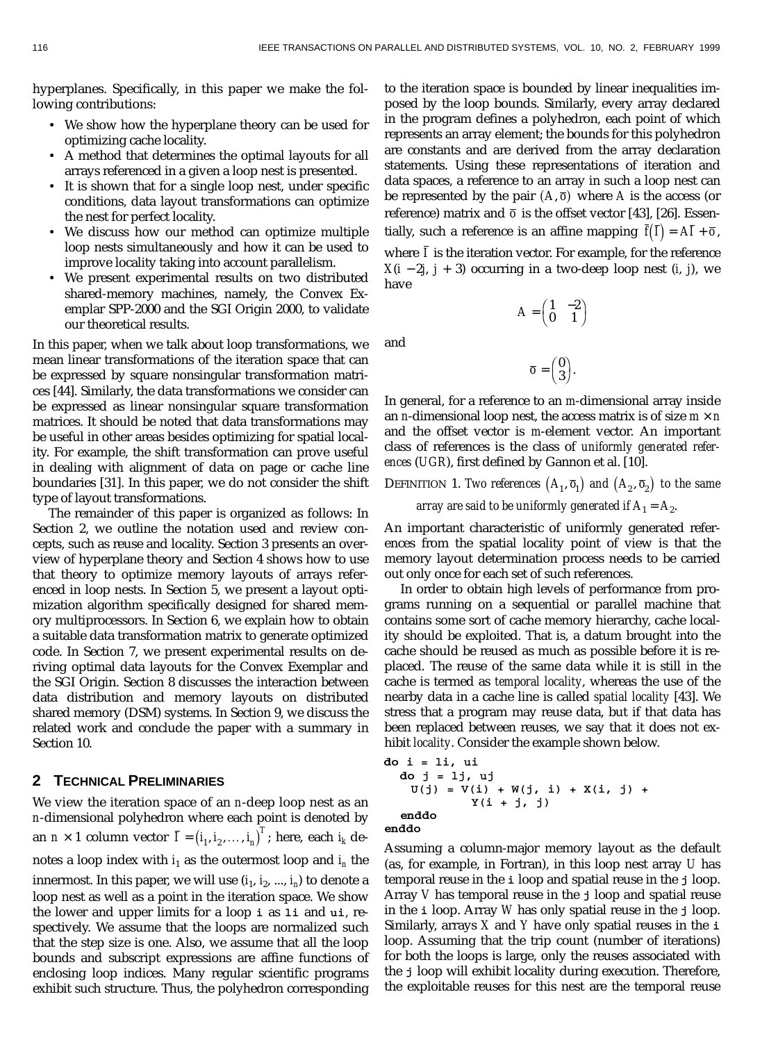hyperplanes. Specifically, in this paper we make the following contributions:

- We show how the hyperplane theory can be used for optimizing cache locality.
- A method that determines the optimal layouts for all arrays referenced in a given loop nest is presented.
- It is shown that for a single loop nest, under specific conditions, data layout transformations can optimize the nest for perfect locality.
- We discuss how our method can optimize multiple loop nests simultaneously and how it can be used to improve locality taking into account parallelism.
- We present experimental results on two distributed shared-memory machines, namely, the Convex Exemplar SPP-2000 and the SGI Origin 2000, to validate our theoretical results.

In this paper, when we talk about loop transformations, we mean linear transformations of the iteration space that can be expressed by square nonsingular transformation matrices [44]. Similarly, the data transformations we consider can be expressed as linear nonsingular square transformation matrices. It should be noted that data transformations may be useful in other areas besides optimizing for spatial locality. For example, the shift transformation can prove useful in dealing with alignment of data on page or cache line boundaries [31]. In this paper, we do not consider the shift type of layout transformations.

The remainder of this paper is organized as follows: In Section 2, we outline the notation used and review concepts, such as reuse and locality. Section 3 presents an overview of hyperplane theory and Section 4 shows how to use that theory to optimize memory layouts of arrays referenced in loop nests. In Section 5, we present a layout optimization algorithm specifically designed for shared memory multiprocessors. In Section 6, we explain how to obtain a suitable data transformation matrix to generate optimized code. In Section 7, we present experimental results on deriving optimal data layouts for the Convex Exemplar and the SGI Origin. Section 8 discusses the interaction between data distribution and memory layouts on distributed shared memory (DSM) systems. In Section 9, we discuss the related work and conclude the paper with a summary in Section 10.

## 2 Technical Preliminaries

We view the iteration space of an $n$-deep loop nest as an $n$-dimensional polyhedron where each point is denoted by an $n \times 1$ column vector $\bar{I} = (i_1, i_2, \ldots, i_n)^T$; here, each $i_k$ denotes a loop index with $i_1$ as the outermost loop and $i_n$ the innermost. In this paper, we will use $(i_1, i_2, ..., i_n)$ to denote a loop nest as well as a point in the iteration space. We show the lower and upper limits for a loop `i` as `li` and `ui`, respectively. We assume that the loops are normalized such that the step size is one. Also, we assume that all the loop bounds and subscript expressions are affine functions of enclosing loop indices. Many regular scientific programs exhibit such structure. Thus, the polyhedron corresponding to the iteration space is bounded by linear inequalities imposed by the loop bounds. Similarly, every array declared in the program defines a polyhedron, each point of which represents an array element; the bounds for this polyhedron are constants and are derived from the array declaration statements. Using these representations of iteration and data spaces, a reference to an array in such a loop nest can be represented by the pair $(A, \bar{o})$ where $A$ is the access (or reference) matrix and $\bar{o}$ is the offset vector [43], [26]. Essentially, such a reference is an affine mapping $\bar{f}(\bar{I}) = A\bar{I} + \bar{o}$, where $\bar{I}$ is the iteration vector. For example, for the reference $X(i - 2j, j + 3)$ occurring in a two-deep loop nest $(i, j)$, we have

$$A = \begin{pmatrix} 1 & -2 \\ 0 & 1 \end{pmatrix}$$

and

$$\bar{o} = \begin{pmatrix} 0 \\ 3 \end{pmatrix}.$$

In general, for a reference to an $m$-dimensional array inside an $n$-dimensional loop nest, the access matrix is of size $m \times n$ and the offset vector is $m$-element vector. An important class of references is the class of *uniformly generated references* (*UGR*), first defined by Gannon et al. [10].

Definition 1. *Two references $(A_1, \bar{o}_1)$ and $(A_2, \bar{o}_2)$ to the same array are said to be uniformly generated if $A_1 = A_2$.*

An important characteristic of uniformly generated references from the spatial locality point of view is that the memory layout determination process needs to be carried out only once for each set of such references.

In order to obtain high levels of performance from programs running on a sequential or parallel machine that contains some sort of cache memory hierarchy, cache locality should be exploited. That is, a datum brought into the cache should be reused as much as possible before it is replaced. The reuse of the same data while it is still in the cache is termed as *temporal locality*, whereas the use of the nearby data in a cache line is called *spatial locality* [43]. We stress that a program may reuse data, but if that data has been replaced between reuses, we say that it does not exhibit *locality*. Consider the example shown below.

```
do i = li, ui
  do j = lj, uj
    U(j) = V(i) + W(j, i) + X(i, j) +
           Y(i + j, j)
  enddo
enddo
```

Assuming a column-major memory layout as the default (as, for example, in Fortran), in this loop nest array $U$ has temporal reuse in the `i` loop and spatial reuse in the `j` loop. Array $V$ has temporal reuse in the `j` loop and spatial reuse in the `i` loop. Array $W$ has only spatial reuse in the `j` loop. Similarly, arrays $X$ and $Y$ have only spatial reuses in the `i` loop. Assuming that the trip count (number of iterations) for both the loops is large, only the reuses associated with the `j` loop will exhibit locality during execution. Therefore, the exploitable reuses for this nest are the temporal reuse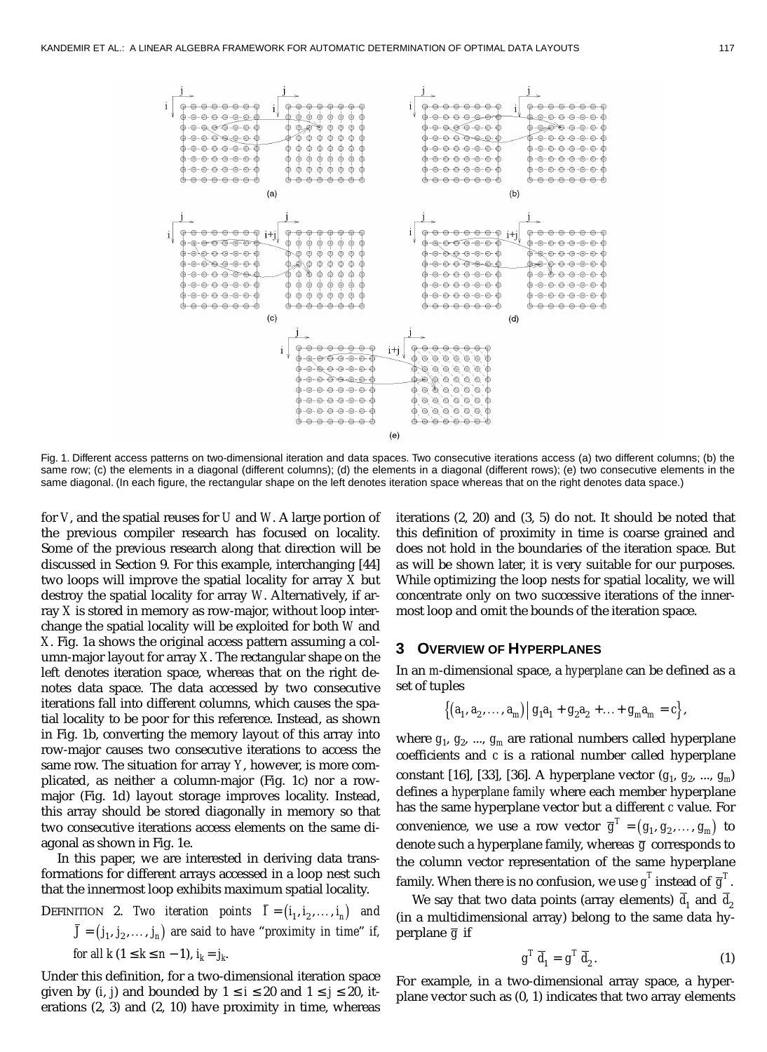Fig. 1. Different access patterns on two-dimensional iteration and data spaces. Two consecutive iterations access (a) two different columns; (b) the same row; (c) the elements in a diagonal (different columns); (d) the elements in a diagonal (different rows); (e) two consecutive elements in the same diagonal. (In each figure, the rectangular shape on the left denotes iteration space whereas that on the right denotes data space.)

for $V$, and the spatial reuses for $U$ and $W$. A large portion of the previous compiler research has focused on locality. Some of the previous research along that direction will be discussed in Section 9. For this example, interchanging [44] two loops will improve the spatial locality for array $X$ but destroy the spatial locality for array $W$. Alternatively, if array $X$ is stored in memory as row-major, without loop interchange the spatial locality will be exploited for both $W$ and $X$. Fig. 1a shows the original access pattern assuming a column-major layout for array $X$. The rectangular shape on the left denotes iteration space, whereas that on the right denotes data space. The data accessed by two consecutive iterations fall into different columns, which causes the spatial locality to be poor for this reference. Instead, as shown in Fig. 1b, converting the memory layout of this array into row-major causes two consecutive iterations to access the same row. The situation for array $Y$, however, is more complicated, as neither a column-major (Fig. 1c) nor a row-major (Fig. 1d) layout storage improves locality. Instead, this array should be stored diagonally in memory so that two consecutive iterations access elements on the same diagonal as shown in Fig. 1e.

In this paper, we are interested in deriving data transformations for different arrays accessed in a loop nest such that the innermost loop exhibits maximum spatial locality.

DEFINITION 2. *Two iteration points* $\bar{I} = (i_1, i_2, \ldots, i_n)$ *and* $\bar{J} = (j_1, j_2, \ldots, j_n)$ *are said to have "proximity in time" if, for all* $k$ $(1 \leq k \leq n - 1)$, $i_k = j_k$.

Under this definition, for a two-dimensional iteration space given by $(i, j)$ and bounded by $1 \leq i \leq 20$ and $1 \leq j \leq 20$, iterations (2, 3) and (2, 10) have proximity in time, whereas iterations (2, 20) and (3, 5) do not. It should be noted that this definition of proximity in time is coarse grained and does not hold in the boundaries of the iteration space. But as will be shown later, it is very suitable for our purposes. While optimizing the loop nests for spatial locality, we will concentrate only on two successive iterations of the innermost loop and omit the bounds of the iteration space.

## 3 Overview of Hyperplanes

In an $m$-dimensional space, a *hyperplane* can be defined as a set of tuples

$$\{(a_1, a_2, \ldots, a_m) \mid g_1 a_1 + g_2 a_2 + \ldots + g_m a_m = c\},$$

where $g_1$, $g_2$, ..., $g_m$ are rational numbers called hyperplane coefficients and $c$ is a rational number called hyperplane constant [16], [33], [36]. A hyperplane vector $(g_1, g_2, \ldots, g_m)$ defines a *hyperplane family* where each member hyperplane has the same hyperplane vector but a different $c$ value. For convenience, we use a row vector $\bar{g}^T = (g_1, g_2, \ldots, g_m)$ to denote such a hyperplane family, whereas $\bar{g}$ corresponds to the column vector representation of the same hyperplane family. When there is no confusion, we use $g^T$ instead of $\bar{g}^T$.

We say that two data points (array elements) $\bar{d}_1$ and $\bar{d}_2$ (in a multidimensional array) belong to the same data hyperplane $\bar{g}$ if

$$g^T \bar{d}_1 = g^T \bar{d}_2. \tag{1}$$

For example, in a two-dimensional array space, a hyperplane vector such as (0, 1) indicates that two array elements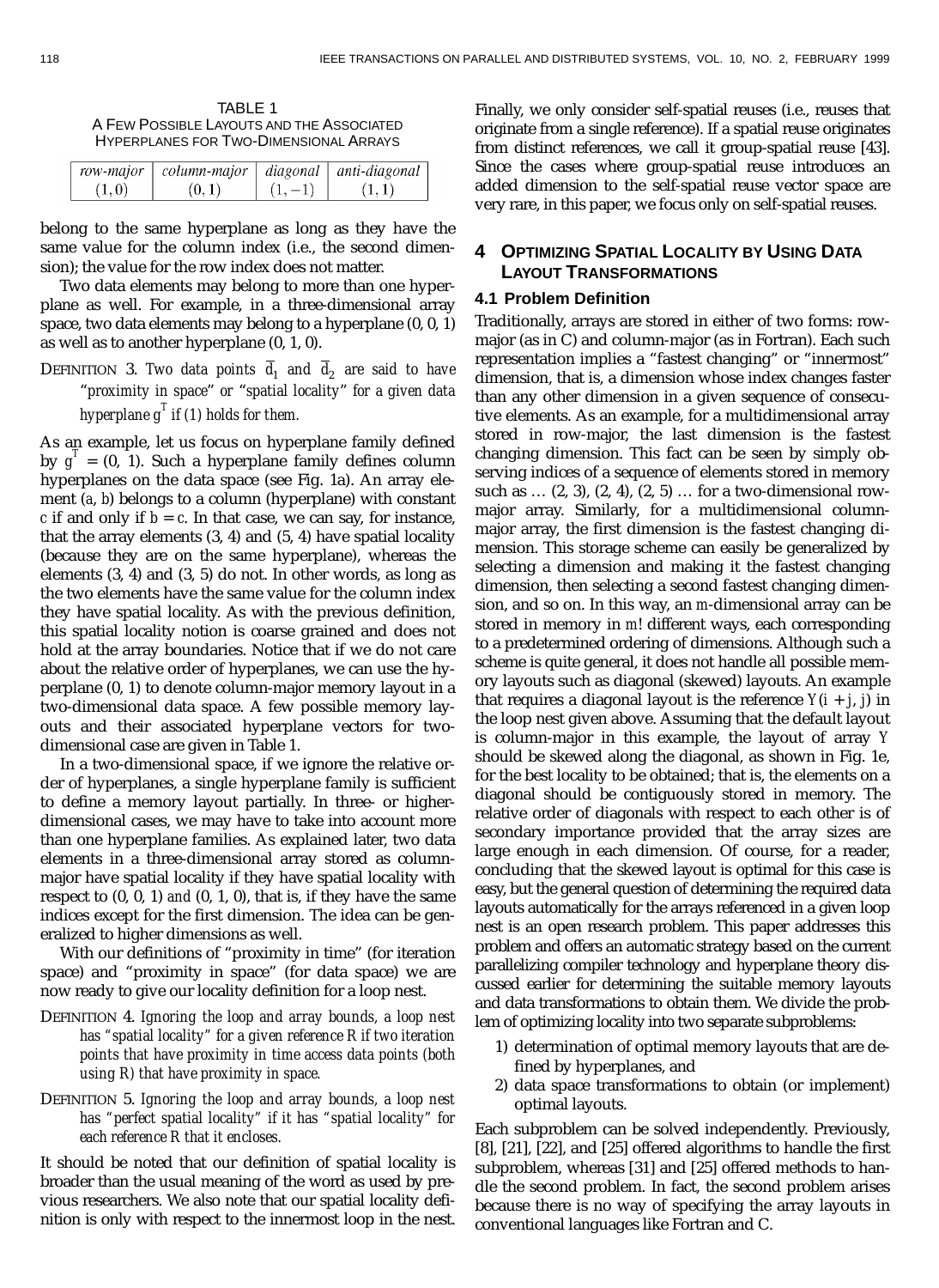TABLE 1
A Few Possible Layouts and the Associated Hyperplanes for Two-Dimensional Arrays

| *row-major* | *column-major* | *diagonal* | *anti-diagonal* |
| --- | --- | --- | --- |
| $(1, 0)$ | $(0, 1)$ | $(1, -1)$ | $(1, 1)$ |

belong to the same hyperplane as long as they have the same value for the column index (i.e., the second dimension); the value for the row index does not matter.

Two data elements may belong to more than one hyperplane as well. For example, in a three-dimensional array space, two data elements may belong to a hyperplane (0, 0, 1) as well as to another hyperplane (0, 1, 0).

DEFINITION 3. *Two data points $\bar{d}_1$ and $\bar{d}_2$ are said to have "proximity in space" or "spatial locality" for a given data hyperplane $g^T$ if (1) holds for them.*

As an example, let us focus on hyperplane family defined by $g^T = (0, 1)$. Such a hyperplane family defines column hyperplanes on the data space (see Fig. 1a). An array element $(a, b)$ belongs to a column (hyperplane) with constant $c$ if and only if $b = c$. In that case, we can say, for instance, that the array elements (3, 4) and (5, 4) have spatial locality (because they are on the same hyperplane), whereas the elements (3, 4) and (3, 5) do not. In other words, as long as the two elements have the same value for the column index they have spatial locality. As with the previous definition, this spatial locality notion is coarse grained and does not hold at the array boundaries. Notice that if we do not care about the relative order of hyperplanes, we can use the hyperplane (0, 1) to denote column-major memory layout in a two-dimensional data space. A few possible memory layouts and their associated hyperplane vectors for two-dimensional case are given in Table 1.

In a two-dimensional space, if we ignore the relative order of hyperplanes, a single hyperplane family is sufficient to define a memory layout partially. In three- or higher-dimensional cases, we may have to take into account more than one hyperplane families. As explained later, two data elements in a three-dimensional array stored as column-major have spatial locality if they have spatial locality with respect to (0, 0, 1) *and* (0, 1, 0), that is, if they have the same indices except for the first dimension. The idea can be generalized to higher dimensions as well.

With our definitions of "proximity in time" (for iteration space) and "proximity in space" (for data space) we are now ready to give our locality definition for a loop nest.

DEFINITION 4. *Ignoring the loop and array bounds, a loop nest has "spatial locality" for a given reference R if two iteration points that have proximity in time access data points (both using R) that have proximity in space.*

DEFINITION 5. *Ignoring the loop and array bounds, a loop nest has "perfect spatial locality" if it has "spatial locality" for each reference R that it encloses.*

It should be noted that our definition of spatial locality is broader than the usual meaning of the word as used by previous researchers. We also note that our spatial locality definition is only with respect to the innermost loop in the nest. Finally, we only consider self-spatial reuses (i.e., reuses that originate from a single reference). If a spatial reuse originates from distinct references, we call it group-spatial reuse [43]. Since the cases where group-spatial reuse introduces an added dimension to the self-spatial reuse vector space are very rare, in this paper, we focus only on self-spatial reuses.

## 4 Optimizing Spatial Locality by Using Data Layout Transformations

### 4.1 Problem Definition

Traditionally, arrays are stored in either of two forms: row-major (as in C) and column-major (as in Fortran). Each such representation implies a "fastest changing" or "innermost" dimension, that is, a dimension whose index changes faster than any other dimension in a given sequence of consecutive elements. As an example, for a multidimensional array stored in row-major, the last dimension is the fastest changing dimension. This fact can be seen by simply observing indices of a sequence of elements stored in memory such as … (2, 3), (2, 4), (2, 5) … for a two-dimensional row-major array. Similarly, for a multidimensional column-major array, the first dimension is the fastest changing dimension. This storage scheme can easily be generalized by selecting a dimension and making it the fastest changing dimension, then selecting a second fastest changing dimension, and so on. In this way, an $m$-dimensional array can be stored in memory in $m!$ different ways, each corresponding to a predetermined ordering of dimensions. Although such a scheme is quite general, it does not handle all possible memory layouts such as diagonal (skewed) layouts. An example that requires a diagonal layout is the reference $Y(i + j, j)$ in the loop nest given above. Assuming that the default layout is column-major in this example, the layout of array $Y$ should be skewed along the diagonal, as shown in Fig. 1e, for the best locality to be obtained; that is, the elements on a diagonal should be contiguously stored in memory. The relative order of diagonals with respect to each other is of secondary importance provided that the array sizes are large enough in each dimension. Of course, for a reader, concluding that the skewed layout is optimal for this case is easy, but the general question of determining the required data layouts automatically for the arrays referenced in a given loop nest is an open research problem. This paper addresses this problem and offers an automatic strategy based on the current parallelizing compiler technology and hyperplane theory discussed earlier for determining the suitable memory layouts and data transformations to obtain them. We divide the problem of optimizing locality into two separate subproblems:

1) determination of optimal memory layouts that are defined by hyperplanes, and
2) data space transformations to obtain (or implement) optimal layouts.

Each subproblem can be solved independently. Previously, [8], [21], [22], and [25] offered algorithms to handle the first subproblem, whereas [31] and [25] offered methods to handle the second problem. In fact, the second problem arises because there is no way of specifying the array layouts in conventional languages like Fortran and C.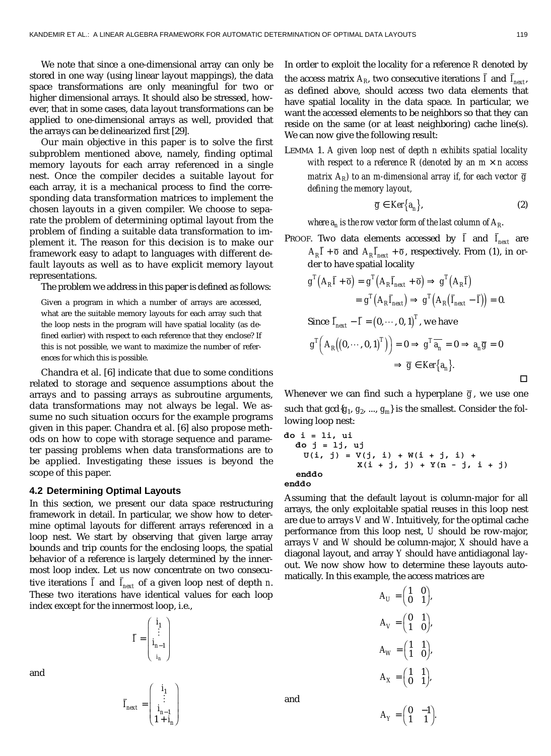We note that since a one-dimensional array can only be stored in one way (using linear layout mappings), the data space transformations are only meaningful for two or higher dimensional arrays. It should also be stressed, however, that in some cases, data layout transformations can be applied to one-dimensional arrays as well, provided that the arrays can be delinearized first [29].

Our main objective in this paper is to solve the first subproblem mentioned above, namely, finding optimal memory layouts for each array referenced in a single nest. Once the compiler decides a suitable layout for each array, it is a mechanical process to find the corresponding data transformation matrices to implement the chosen layouts in a given compiler. We choose to separate the problem of determining optimal layout from the problem of finding a suitable data transformation to implement it. The reason for this decision is to make our framework easy to adapt to languages with different default layouts as well as to have explicit memory layout representations.

The problem we address in this paper is defined as follows:

> Given a program in which a number of arrays are accessed, what are the suitable memory layouts for each array such that the loop nests in the program will have spatial locality (as defined earlier) with respect to each reference that they enclose? If this is not possible, we want to maximize the number of references for which this is possible.

Chandra et al. [6] indicate that due to some conditions related to storage and sequence assumptions about the arrays and to passing arrays as subroutine arguments, data transformations may not always be legal. We assume no such situation occurs for the example programs given in this paper. Chandra et al. [6] also propose methods on how to cope with storage sequence and parameter passing problems when data transformations are to be applied. Investigating these issues is beyond the scope of this paper.

### 4.2 Determining Optimal Layouts

In this section, we present our data space restructuring framework in detail. In particular, we show how to determine optimal layouts for different arrays referenced in a loop nest. We start by observing that given large array bounds and trip counts for the enclosing loops, the spatial behavior of a reference is largely determined by the innermost loop index. Let us now concentrate on two consecutive iterations $\bar{I}$ and $\bar{I}_{next}$ of a given loop nest of depth $n$. These two iterations have identical values for each loop index except for the innermost loop, i.e.,

$$\bar{I} = \begin{pmatrix} i_1 \\ \vdots \\ i_{n-1} \\ i_n \end{pmatrix}$$

and

$$\bar{I}_{next} = \begin{pmatrix} i_1 \\ \vdots \\ i_{n-1} \\ 1 + i_n \end{pmatrix}$$

In order to exploit the locality for a reference $R$ denoted by the access matrix $A_R$, two consecutive iterations $\bar{I}$ and $\bar{I}_{next}$, as defined above, should access two data elements that have spatial locality in the data space. In particular, we want the accessed elements to be neighbors so that they can reside on the same (or at least neighboring) cache line(s). We can now give the following result:

LEMMA 1. *A given loop nest of depth n exhibits spatial locality with respect to a reference R (denoted by an $m \times n$ access matrix $A_R$) to an m-dimensional array if, for each vector $\bar{g}$ defining the memory layout,*

$$\bar{g} \in Ker\{a_n\}, \tag{2}$$

*where $a_n$ is the row vector form of the last column of $A_R$.*

PROOF. Two data elements accessed by $\bar{I}$ and $\bar{I}_{next}$ are $A_R\bar{I} + \bar{o}$ and $A_R\bar{I}_{next} + \bar{o}$, respectively. From (1), in order to have spatial locality

$$g^T\left(A_R\bar{I} + \bar{o}\right) = g^T\left(A_R\bar{I}_{next} + \bar{o}\right) \Rightarrow g^T\left(A_R\bar{I}\right)$$
$$= g^T\left(A_R\bar{I}_{next}\right) \Rightarrow g^T\left(A_R\left(\bar{I}_{next} - \bar{I}\right)\right) = 0.$$

Since $\bar{I}_{next} - \bar{I} = (0, \cdots, 0, 1)^T$, we have

$$g^T\left(A_R\left((0, \cdots, 0, 1)^T\right)\right) = 0 \Rightarrow g^T\overline{a_n} = 0 \Rightarrow a_n\bar{g} = 0$$
$$\Rightarrow \bar{g} \in Ker\{a_n\}.$$

□

Whenever we can find such a hyperplane $\bar{g}$, we use one such that $\gcd\{g_1, g_2, ..., g_m\}$ is the smallest. Consider the following loop nest:

```
do i = li, ui
  do j = lj, uj
    U(i, j) = V(j, i) + W(i + j, i) +
              X(i + j, j) + Y(n - j, i + j)
  enddo
enddo
```

Assuming that the default layout is column-major for all arrays, the only exploitable spatial reuses in this loop nest are due to arrays $V$ and $W$. Intuitively, for the optimal cache performance from this loop nest, $U$ should be row-major, arrays $V$ and $W$ should be column-major, $X$ should have a diagonal layout, and array $Y$ should have antidiagonal layout. We now show how to determine these layouts automatically. In this example, the access matrices are

$$A_U = \begin{pmatrix} 1 & 0 \\ 0 & 1 \end{pmatrix},$$

$$A_V = \begin{pmatrix} 0 & 1 \\ 1 & 0 \end{pmatrix},$$

$$A_W = \begin{pmatrix} 1 & 1 \\ 1 & 0 \end{pmatrix},$$

$$A_X = \begin{pmatrix} 1 & 1 \\ 0 & 1 \end{pmatrix},$$

and

$$A_Y = \begin{pmatrix} 0 & -1 \\ 1 & 1 \end{pmatrix}.$$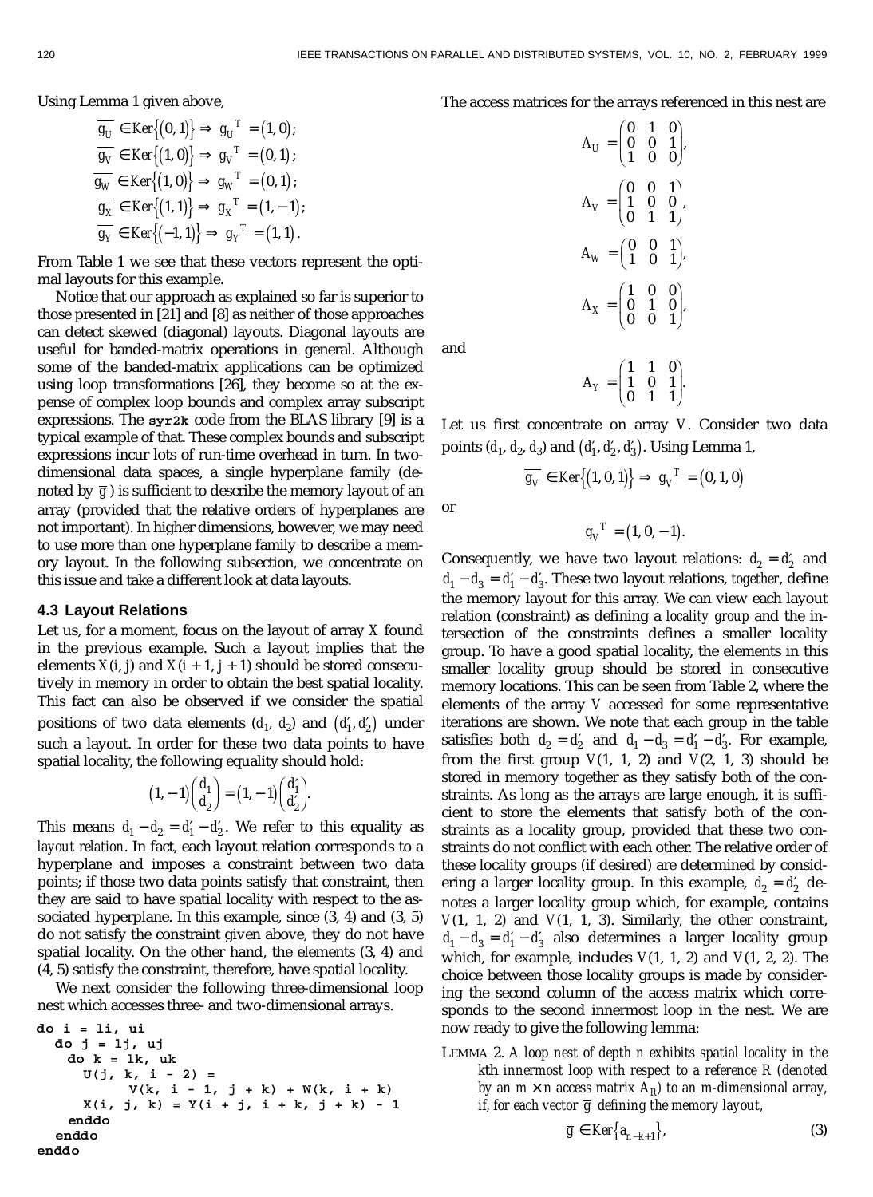Using Lemma 1 given above,

$$\overline{g_U} \in Ker\{(0,1)\} \Rightarrow g_U{}^T = (1,0);$$
$$\overline{g_V} \in Ker\{(1,0)\} \Rightarrow g_V{}^T = (0,1);$$
$$\overline{g_W} \in Ker\{(1,0)\} \Rightarrow g_W{}^T = (0,1);$$
$$\overline{g_X} \in Ker\{(1,1)\} \Rightarrow g_X{}^T = (1,-1);$$
$$\overline{g_Y} \in Ker\{(-1,1)\} \Rightarrow g_Y{}^T = (1,1).$$

From Table 1 we see that these vectors represent the optimal layouts for this example.

Notice that our approach as explained so far is superior to those presented in [21] and [8] as neither of those approaches can detect skewed (diagonal) layouts. Diagonal layouts are useful for banded-matrix operations in general. Although some of the banded-matrix applications can be optimized using loop transformations [26], they become so at the expense of complex loop bounds and complex array subscript expressions. The **syr2k** code from the BLAS library [9] is a typical example of that. These complex bounds and subscript expressions incur lots of run-time overhead in turn. In two-dimensional data spaces, a single hyperplane family (denoted by $\overline{g}$) is sufficient to describe the memory layout of an array (provided that the relative orders of hyperplanes are not important). In higher dimensions, however, we may need to use more than one hyperplane family to describe a memory layout. In the following subsection, we concentrate on this issue and take a different look at data layouts.

### 4.3 Layout Relations

Let us, for a moment, focus on the layout of array $X$ found in the previous example. Such a layout implies that the elements $X(i, j)$ and $X(i+1, j+1)$ should be stored consecutively in memory in order to obtain the best spatial locality. This fact can also be observed if we consider the spatial positions of two data elements $(d_1, d_2)$ and $(d_1', d_2')$ under such a layout. In order for these two data points to have spatial locality, the following equality should hold:

$$(1,-1)\begin{pmatrix} d_1 \\ d_2 \end{pmatrix} = (1,-1)\begin{pmatrix} d_1' \\ d_2' \end{pmatrix}.$$

This means $d_1 - d_2 = d_1' - d_2'$. We refer to this equality as *layout relation*. In fact, each layout relation corresponds to a hyperplane and imposes a constraint between two data points; if those two data points satisfy that constraint, then they are said to have spatial locality with respect to the associated hyperplane. In this example, since (3, 4) and (3, 5) do not satisfy the constraint given above, they do not have spatial locality. On the other hand, the elements (3, 4) and (4, 5) satisfy the constraint, therefore, have spatial locality.

We next consider the following three-dimensional loop nest which accesses three- and two-dimensional arrays.

```
do i = li, ui
  do j = lj, uj
    do k = lk, uk
      U(j, k, i - 2) =
            V(k, i - 1, j + k) + W(k, i + k)
      X(i, j, k) = Y(i + j, i + k, j + k) - 1
    enddo
  enddo
enddo
```

The access matrices for the arrays referenced in this nest are

$$A_U = \begin{pmatrix} 0 & 1 & 0 \\ 0 & 0 & 1 \\ 1 & 0 & 0 \end{pmatrix},$$

$$A_V = \begin{pmatrix} 0 & 0 & 1 \\ 1 & 0 & 0 \\ 0 & 1 & 1 \end{pmatrix},$$

$$A_W = \begin{pmatrix} 0 & 0 & 1 \\ 1 & 0 & 1 \end{pmatrix},$$

$$A_X = \begin{pmatrix} 1 & 0 & 0 \\ 0 & 1 & 0 \\ 0 & 0 & 1 \end{pmatrix},$$

and

$$A_Y = \begin{pmatrix} 1 & 1 & 0 \\ 1 & 0 & 1 \\ 0 & 1 & 1 \end{pmatrix}.$$

Let us first concentrate on array $V$. Consider two data points $(d_1, d_2, d_3)$ and $(d_1', d_2', d_3')$. Using Lemma 1,

$$\overline{g_V} \in Ker\{(1,0,1)\} \Rightarrow g_V{}^T = (0,1,0)$$

or

$$g_V{}^T = (1,0,-1).$$

Consequently, we have two layout relations: $d_2 = d_2'$ and $d_1 - d_3 = d_1' - d_3'$. These two layout relations, *together*, define the memory layout for this array. We can view each layout relation (constraint) as defining a *locality group* and the intersection of the constraints defines a smaller locality group. To have a good spatial locality, the elements in this smaller locality group should be stored in consecutive memory locations. This can be seen from Table 2, where the elements of the array $V$ accessed for some representative iterations are shown. We note that each group in the table satisfies both $d_2 = d_2'$ and $d_1 - d_3 = d_1' - d_3'$. For example, from the first group $V(1, 1, 2)$ and $V(2, 1, 3)$ should be stored in memory together as they satisfy both of the constraints. As long as the arrays are large enough, it is sufficient to store the elements that satisfy both of the constraints as a locality group, provided that these two constraints do not conflict with each other. The relative order of these locality groups (if desired) are determined by considering a larger locality group. In this example, $d_2 = d_2'$ denotes a larger locality group which, for example, contains $V(1, 1, 2)$ and $V(1, 1, 3)$. Similarly, the other constraint, $d_1 - d_3 = d_1' - d_3'$ also determines a larger locality group which, for example, includes $V(1, 1, 2)$ and $V(1, 2, 2)$. The choice between those locality groups is made by considering the second column of the access matrix which corresponds to the second innermost loop in the nest. We are now ready to give the following lemma:

LEMMA 2. *A loop nest of depth $n$ exhibits spatial locality in the $k$th innermost loop with respect to a reference $R$ (denoted by an $m \times n$ access matrix $A_R$) to an $m$-dimensional array, if, for each vector $\overline{g}$ defining the memory layout,*

$$\overline{g} \in Ker\{a_{n-k+1}\}, \tag{3}$$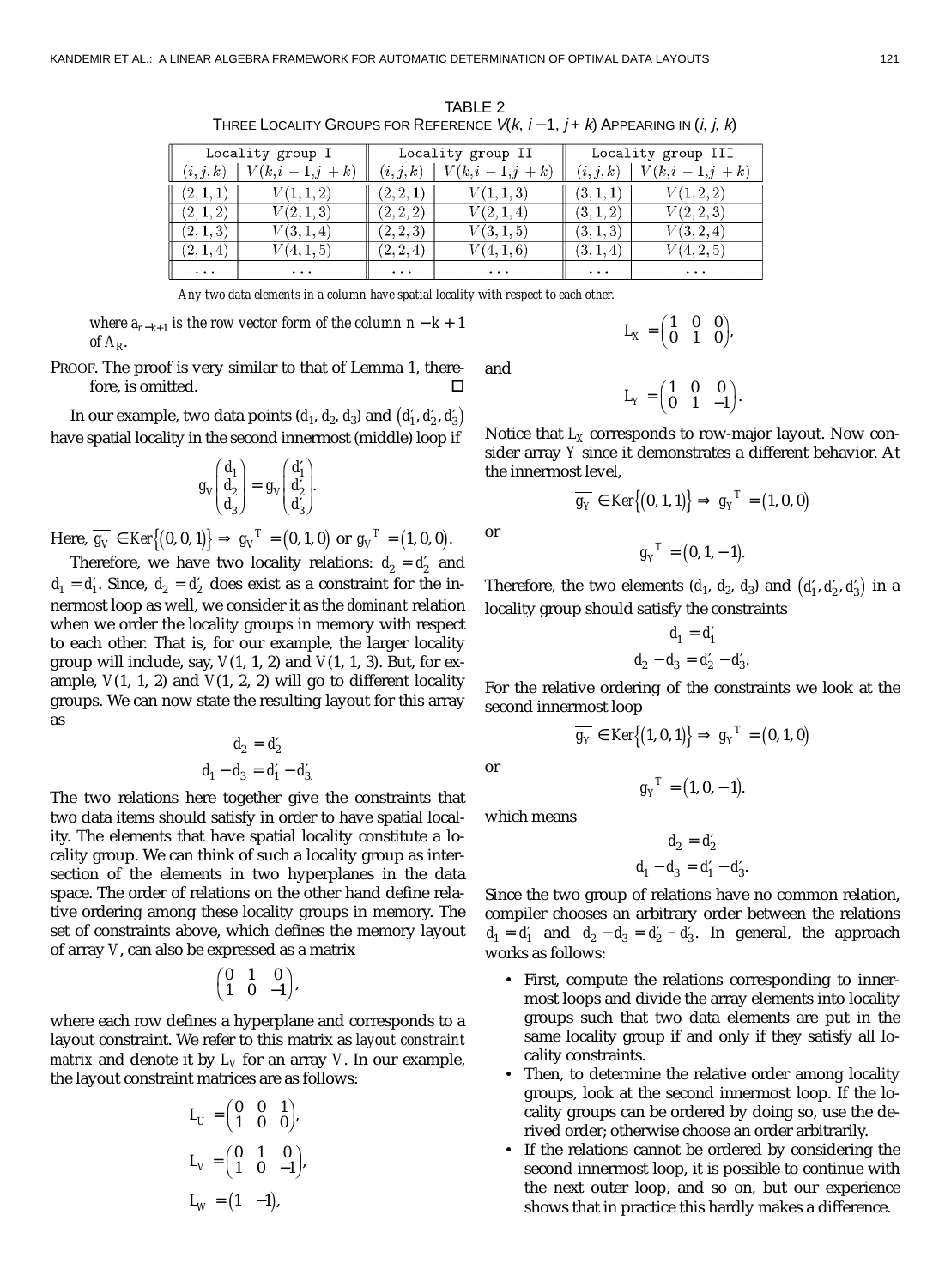TABLE 2
THREE LOCALITY GROUPS FOR REFERENCE $V(k, i-1, j+k)$ APPEARING IN $(i, j, k)$

| Locality group I | | Locality group II | | Locality group III | |
|---|---|---|---|---|---|
| $(i,j,k)$ | $V(k,i-1,j+k)$ | $(i,j,k)$ | $V(k,i-1,j+k)$ | $(i,j,k)$ | $V(k,i-1,j+k)$ |
| $(2,1,1)$ | $V(1,1,2)$ | $(2,2,1)$ | $V(1,1,3)$ | $(3,1,1)$ | $V(1,2,2)$ |
| $(2,1,2)$ | $V(2,1,3)$ | $(2,2,2)$ | $V(2,1,4)$ | $(3,1,2)$ | $V(2,2,3)$ |
| $(2,1,3)$ | $V(3,1,4)$ | $(2,2,3)$ | $V(3,1,5)$ | $(3,1,3)$ | $V(3,2,4)$ |
| $(2,1,4)$ | $V(4,1,5)$ | $(2,2,4)$ | $V(4,1,6)$ | $(3,1,4)$ | $V(4,2,5)$ |
| ... | ... | ... | ... | ... | ... |

*Any two data elements in a column have spatial locality with respect to each other.*

*where $a_{n-k+1}$ is the row vector form of the column $n-k+1$ of $A_R$.*

PROOF. The proof is very similar to that of Lemma 1, therefore, is omitted. □

In our example, two data points $(d_1, d_2, d_3)$ and $(d_1', d_2', d_3')$ have spatial locality in the second innermost (middle) loop if

$$\overline{g_V}\begin{pmatrix} d_1 \\ d_2 \\ d_3 \end{pmatrix} = \overline{g_V}\begin{pmatrix} d_1' \\ d_2' \\ d_3' \end{pmatrix}.$$

Here, $\overline{g_V} \in Ker\{(0,0,1)\} \Rightarrow g_V{}^T = (0,1,0)$ or $g_V{}^T = (1,0,0)$.

Therefore, we have two locality relations: $d_2 = d_2'$ and $d_1 = d_1'$. Since, $d_2 = d_2'$ does exist as a constraint for the innermost loop as well, we consider it as the *dominant* relation when we order the locality groups in memory with respect to each other. That is, for our example, the larger locality group will include, say, $V(1, 1, 2)$ and $V(1, 1, 3)$. But, for example, $V(1, 1, 2)$ and $V(1, 2, 2)$ will go to different locality groups. We can now state the resulting layout for this array as

$$d_2 = d_2'$$
$$d_1 - d_3 = d_1' - d_3'.$$

The two relations here together give the constraints that two data items should satisfy in order to have spatial locality. The elements that have spatial locality constitute a locality group. We can think of such a locality group as intersection of the elements in two hyperplanes in the data space. The order of relations on the other hand define relative ordering among these locality groups in memory. The set of constraints above, which defines the memory layout of array $V$, can also be expressed as a matrix

$$\begin{pmatrix} 0 & 1 & 0 \\ 1 & 0 & -1 \end{pmatrix},$$

where each row defines a hyperplane and corresponds to a layout constraint. We refer to this matrix as *layout constraint matrix* and denote it by $L_V$ for an array $V$. In our example, the layout constraint matrices are as follows:

$$L_U = \begin{pmatrix} 0 & 0 & 1 \\ 1 & 0 & 0 \end{pmatrix},$$

$$L_V = \begin{pmatrix} 0 & 1 & 0 \\ 1 & 0 & -1 \end{pmatrix},$$

$$L_W = \begin{pmatrix} 1 & -1 \end{pmatrix},$$

$$L_X = \begin{pmatrix} 1 & 0 & 0 \\ 0 & 1 & 0 \end{pmatrix},$$

and

$$L_Y = \begin{pmatrix} 1 & 0 & 0 \\ 0 & 1 & -1 \end{pmatrix}.$$

Notice that $L_X$ corresponds to row-major layout. Now consider array $Y$ since it demonstrates a different behavior. At the innermost level,

$$\overline{g_Y} \in Ker\{(0,1,1)\} \Rightarrow g_Y{}^T = (1,0,0)$$

or

$$g_Y{}^T = (0,1,-1).$$

Therefore, the two elements $(d_1, d_2, d_3)$ and $(d_1', d_2', d_3')$ in a locality group should satisfy the constraints

$$d_1 = d_1'$$
$$d_2 - d_3 = d_2' - d_3'.$$

For the relative ordering of the constraints we look at the second innermost loop

$$\overline{g_Y} \in Ker\{(1,0,1)\} \Rightarrow g_Y{}^T = (0,1,0)$$

or

$$g_Y{}^T = (1,0,-1).$$

which means

$$d_2 = d_2'$$
$$d_1 - d_3 = d_1' - d_3'.$$

Since the two group of relations have no common relation, compiler chooses an arbitrary order between the relations $d_1 = d_1'$ and $d_2 - d_3 = d_2' - d_3'$. In general, the approach works as follows:

- First, compute the relations corresponding to innermost loops and divide the array elements into locality groups such that two data elements are put in the same locality group if and only if they satisfy all locality constraints.
- Then, to determine the relative order among locality groups, look at the second innermost loop. If the locality groups can be ordered by doing so, use the derived order; otherwise choose an order arbitrarily.
- If the relations cannot be ordered by considering the second innermost loop, it is possible to continue with the next outer loop, and so on, but our experience shows that in practice this hardly makes a difference.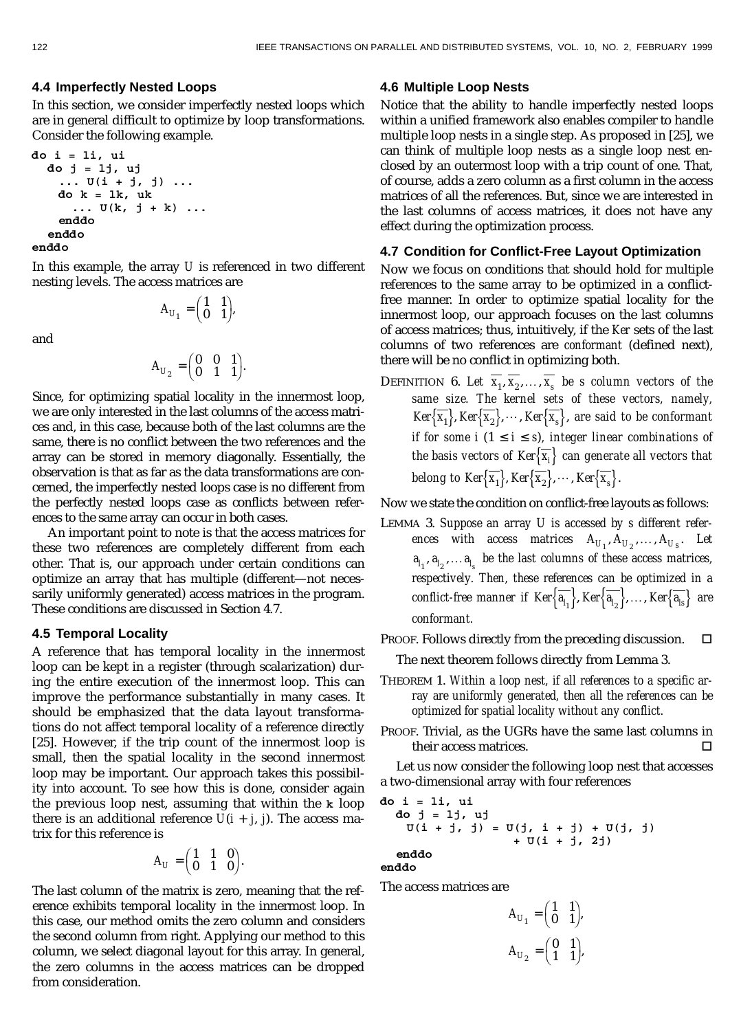### 4.4 Imperfectly Nested Loops

In this section, we consider imperfectly nested loops which are in general difficult to optimize by loop transformations. Consider the following example.

```
do i = li, ui
  do j = lj, uj
    ... U(i + j, j) ...
    do k = lk, uk
      ... U(k, j + k) ...
    enddo
  enddo
enddo
```

In this example, the array $U$ is referenced in two different nesting levels. The access matrices are

$$A_{U_1} = \begin{pmatrix} 1 & 1 \\ 0 & 1 \end{pmatrix},$$

and

$$A_{U_2} = \begin{pmatrix} 0 & 0 & 1 \\ 0 & 1 & 1 \end{pmatrix}.$$

Since, for optimizing spatial locality in the innermost loop, we are only interested in the last columns of the access matrices and, in this case, because both of the last columns are the same, there is no conflict between the two references and the array can be stored in memory diagonally. Essentially, the observation is that as far as the data transformations are concerned, the imperfectly nested loops case is no different from the perfectly nested loops case as conflicts between references to the same array can occur in both cases.

An important point to note is that the access matrices for these two references are completely different from each other. That is, our approach under certain conditions can optimize an array that has multiple (different—not necessarily uniformly generated) access matrices in the program. These conditions are discussed in Section 4.7.

### 4.5 Temporal Locality

A reference that has temporal locality in the innermost loop can be kept in a register (through scalarization) during the entire execution of the innermost loop. This can improve the performance substantially in many cases. It should be emphasized that the data layout transformations do not affect temporal locality of a reference directly [25]. However, if the trip count of the innermost loop is small, then the spatial locality in the second innermost loop may be important. Our approach takes this possibility into account. To see how this is done, consider again the previous loop nest, assuming that within the **k** loop there is an additional reference $U(i + j, j)$. The access matrix for this reference is

$$A_U = \begin{pmatrix} 1 & 1 & 0 \\ 0 & 1 & 0 \end{pmatrix}.$$

The last column of the matrix is zero, meaning that the reference exhibits temporal locality in the innermost loop. In this case, our method omits the zero column and considers the second column from right. Applying our method to this column, we select diagonal layout for this array. In general, the zero columns in the access matrices can be dropped from consideration.

### 4.6 Multiple Loop Nests

Notice that the ability to handle imperfectly nested loops within a unified framework also enables compiler to handle multiple loop nests in a single step. As proposed in [25], we can think of multiple loop nests as a single loop nest enclosed by an outermost loop with a trip count of one. That, of course, adds a zero column as a first column in the access matrices of all the references. But, since we are interested in the last columns of access matrices, it does not have any effect during the optimization process.

### 4.7 Condition for Conflict-Free Layout Optimization

Now we focus on conditions that should hold for multiple references to the same array to be optimized in a conflict-free manner. In order to optimize spatial locality for the innermost loop, our approach focuses on the last columns of access matrices; thus, intuitively, if the *Ker* sets of the last columns of two references are *conformant* (defined next), there will be no conflict in optimizing both.

DEFINITION 6. *Let $\overline{x_1}, \overline{x_2}, \ldots, \overline{x_s}$ be s column vectors of the same size. The kernel sets of these vectors, namely, $Ker\{\overline{x_1}\}, Ker\{\overline{x_2}\}, \cdots, Ker\{\overline{x_s}\}$, are said to be conformant if for some i $(1 \le i \le s)$, integer linear combinations of the basis vectors of $Ker\{\overline{x_i}\}$ can generate all vectors that belong to $Ker\{\overline{x_1}\}, Ker\{\overline{x_2}\}, \cdots, Ker\{\overline{x_s}\}$.*

Now we state the condition on conflict-free layouts as follows:

LEMMA 3. *Suppose an array U is accessed by s different references with access matrices $A_{U_1}, A_{U_2}, \ldots, A_{U_s}$. Let $a_{l_1}, a_{l_2}, \ldots a_{l_s}$ be the last columns of these access matrices, respectively. Then, these references can be optimized in a conflict-free manner if $Ker\{\overline{a_{l_1}}\}, Ker\{\overline{a_{l_2}}\}, \ldots, Ker\{\overline{a_{ls}}\}$ are conformant.*

PROOF. Follows directly from the preceding discussion. □

The next theorem follows directly from Lemma 3.

THEOREM 1. *Within a loop nest, if all references to a specific array are uniformly generated, then all the references can be optimized for spatial locality without any conflict.*

PROOF. Trivial, as the UGRs have the same last columns in their access matrices. □

Let us now consider the following loop nest that accesses a two-dimensional array with four references

```
do i = li, ui
  do j = lj, uj
    U(i + j, j) = U(j, i + j) + U(j, j)
                  + U(i + j, 2j)
  enddo
enddo
```

The access matrices are

$$A_{U_1} = \begin{pmatrix} 1 & 1 \\ 0 & 1 \end{pmatrix},$$

$$A_{U_2} = \begin{pmatrix} 0 & 1 \\ 1 & 1 \end{pmatrix},$$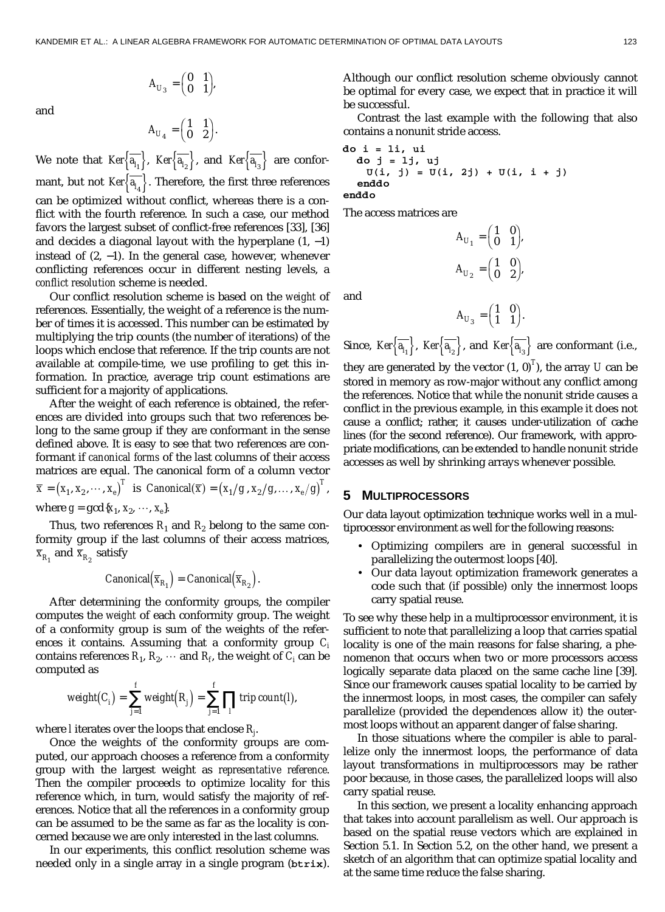$$A_{U_3} = \begin{pmatrix} 0 & 1 \\ 0 & 1 \end{pmatrix},$$

and

$$A_{U_4} = \begin{pmatrix} 1 & 1 \\ 0 & 2 \end{pmatrix}.$$

We note that $Ker\{\overline{a_{l_1}}\}$, $Ker\{\overline{a_{l_2}}\}$, and $Ker\{\overline{a_{l_3}}\}$ are conformant, but not $Ker\{\overline{a_{l_4}}\}$. Therefore, the first three references can be optimized without conflict, whereas there is a conflict with the fourth reference. In such a case, our method favors the largest subset of conflict-free references [33], [36] and decides a diagonal layout with the hyperplane (1, −1) instead of (2, −1). In the general case, however, whenever conflicting references occur in different nesting levels, a *conflict resolution* scheme is needed.

Our conflict resolution scheme is based on the *weight* of references. Essentially, the weight of a reference is the number of times it is accessed. This number can be estimated by multiplying the trip counts (the number of iterations) of the loops which enclose that reference. If the trip counts are not available at compile-time, we use profiling to get this information. In practice, average trip count estimations are sufficient for a majority of applications.

After the weight of each reference is obtained, the references are divided into groups such that two references belong to the same group if they are conformant in the sense defined above. It is easy to see that two references are conformant if *canonical forms* of the last columns of their access matrices are equal. The canonical form of a column vector $\overline{x} = (x_1, x_2, \cdots, x_e)^T$ is $Canonical(\overline{x}) = (x_1/g, x_2/g, \ldots, x_e/g)^T$, where $g = \gcd\{x_1, x_2, \cdots, x_e\}$.

Thus, two references $R_1$ and $R_2$ belong to the same conformity group if the last columns of their access matrices, $\overline{x}_{R_1}$ and $\overline{x}_{R_2}$ satisfy

$$Canonical\left(\overline{x}_{R_1}\right) = Canonical\left(\overline{x}_{R_2}\right).$$

After determining the conformity groups, the compiler computes the *weight* of each conformity group. The weight of a conformity group is sum of the weights of the references it contains. Assuming that a conformity group $C_i$ contains references $R_1$, $R_2$, $\cdots$ and $R_f$, the weight of $C_i$ can be computed as

$$weight(C_i) = \sum_{j=1}^{f} weight(R_j) = \sum_{j=1}^{f} \prod_{l} trip\ count(l),$$

where $l$ iterates over the loops that enclose $R_j$.

Once the weights of the conformity groups are computed, our approach chooses a reference from a conformity group with the largest weight as *representative reference*. Then the compiler proceeds to optimize locality for this reference which, in turn, would satisfy the majority of references. Notice that all the references in a conformity group can be assumed to be the same as far as the locality is concerned because we are only interested in the last columns.

In our experiments, this conflict resolution scheme was needed only in a single array in a single program (**btrix**). Although our conflict resolution scheme obviously cannot be optimal for every case, we expect that in practice it will be successful.

Contrast the last example with the following that also contains a nonunit stride access.

```
do i = li, ui
  do j = lj, uj
    U(i, j) = U(i, 2j) + U(i, i + j)
  enddo
enddo
```

The access matrices are

$$A_{U_1} = \begin{pmatrix} 1 & 0 \\ 0 & 1 \end{pmatrix},$$

$$A_{U_2} = \begin{pmatrix} 1 & 0 \\ 0 & 2 \end{pmatrix},$$

and

$$A_{U_3} = \begin{pmatrix} 1 & 0 \\ 1 & 1 \end{pmatrix}.$$

Since, $Ker\{\overline{a_{l_1}}\}$, $Ker\{\overline{a_{l_2}}\}$, and $Ker\{\overline{a_{l_3}}\}$ are conformant (i.e., they are generated by the vector $(1, 0)^T$), the array $U$ can be stored in memory as row-major without any conflict among the references. Notice that while the nonunit stride causes a conflict in the previous example, in this example it does not cause a conflict; rather, it causes under-utilization of cache lines (for the second reference). Our framework, with appropriate modifications, can be extended to handle nonunit stride accesses as well by shrinking arrays whenever possible.

## 5 Multiprocessors

Our data layout optimization technique works well in a multiprocessor environment as well for the following reasons:

- Optimizing compilers are in general successful in parallelizing the outermost loops [40].
- Our data layout optimization framework generates a code such that (if possible) only the innermost loops carry spatial reuse.

To see why these help in a multiprocessor environment, it is sufficient to note that parallelizing a loop that carries spatial locality is one of the main reasons for false sharing, a phenomenon that occurs when two or more processors access logically separate data placed on the same cache line [39]. Since our framework causes spatial locality to be carried by the innermost loops, in most cases, the compiler can safely parallelize (provided the dependences allow it) the outermost loops without an apparent danger of false sharing.

In those situations where the compiler is able to parallelize only the innermost loops, the performance of data layout transformations in multiprocessors may be rather poor because, in those cases, the parallelized loops will also carry spatial reuse.

In this section, we present a locality enhancing approach that takes into account parallelism as well. Our approach is based on the spatial reuse vectors which are explained in Section 5.1. In Section 5.2, on the other hand, we present a sketch of an algorithm that can optimize spatial locality and at the same time reduce the false sharing.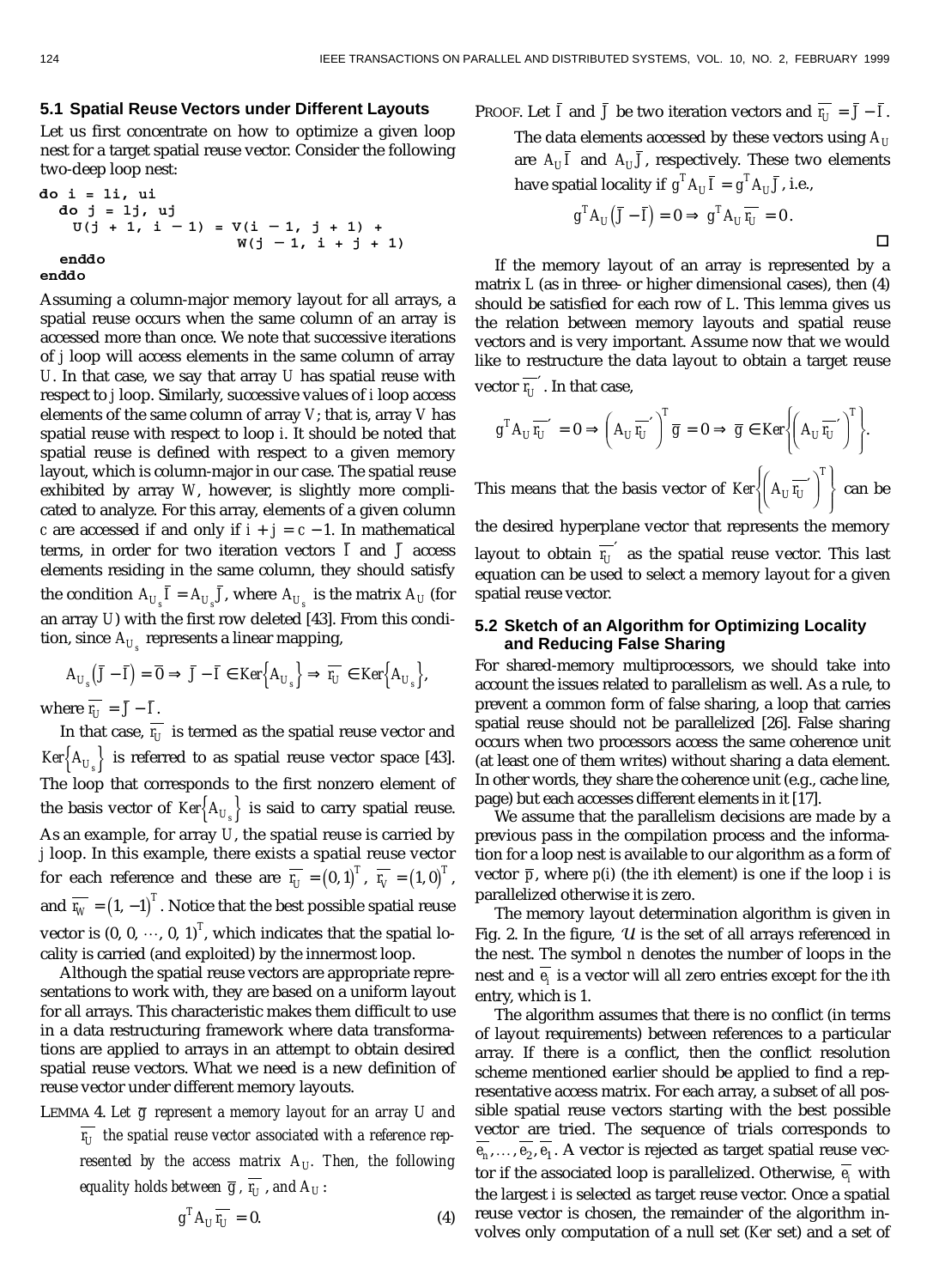### 5.1 Spatial Reuse Vectors under Different Layouts

Let us first concentrate on how to optimize a given loop nest for a target spatial reuse vector. Consider the following two-deep loop nest:

```
do i = li, ui
  do j = lj, uj
    U(j + 1, i − 1) = V(i − 1, j + 1) +
                       W(j − 1, i + j + 1)
  enddo
enddo
```

Assuming a column-major memory layout for all arrays, a spatial reuse occurs when the same column of an array is accessed more than once. We note that successive iterations of $j$ loop will access elements in the same column of array $U$. In that case, we say that array $U$ has spatial reuse with respect to $j$ loop. Similarly, successive values of $i$ loop access elements of the same column of array $V$; that is, array $V$ has spatial reuse with respect to loop $i$. It should be noted that spatial reuse is defined with respect to a given memory layout, which is column-major in our case. The spatial reuse exhibited by array $W$, however, is slightly more complicated to analyze. For this array, elements of a given column $c$ are accessed if and only if $i + j = c - 1$. In mathematical terms, in order for two iteration vectors $\bar{I}$ and $\bar{J}$ access elements residing in the same column, they should satisfy the condition $A_{U_s}\bar{I} = A_{U_s}\bar{J}$, where $A_{U_s}$ is the matrix $A_U$ (for an array $U$) with the first row deleted [43]. From this condition, since $A_{U_s}$ represents a linear mapping,

$$A_{U_s}\left(\bar{J} - \bar{I}\right) = \bar{0} \Rightarrow \bar{J} - \bar{I} \in Ker\left\{A_{U_s}\right\} \Rightarrow \overline{r_U} \in Ker\left\{A_{U_s}\right\},$$

where $\overline{r_U} = \bar{J} - \bar{I}$.

In that case, $\overline{r_U}$ is termed as the spatial reuse vector and $Ker\left\{A_{U_s}\right\}$ is referred to as spatial reuse vector space [43]. The loop that corresponds to the first nonzero element of the basis vector of $Ker\left\{A_{U_s}\right\}$ is said to carry spatial reuse. As an example, for array $U$, the spatial reuse is carried by $j$ loop. In this example, there exists a spatial reuse vector for each reference and these are $\overline{r_U} = (0, 1)^T$, $\overline{r_V} = (1, 0)^T$, and $\overline{r_W} = (1, -1)^T$. Notice that the best possible spatial reuse vector is $(0, 0, \cdots, 0, 1)^T$, which indicates that the spatial locality is carried (and exploited) by the innermost loop.

Although the spatial reuse vectors are appropriate representations to work with, they are based on a uniform layout for all arrays. This characteristic makes them difficult to use in a data restructuring framework where data transformations are applied to arrays in an attempt to obtain desired spatial reuse vectors. What we need is a new definition of reuse vector under different memory layouts.

LEMMA 4. *Let $\bar{g}$ represent a memory layout for an array $U$ and $\overline{r_U}$ the spatial reuse vector associated with a reference represented by the access matrix $A_U$. Then, the following equality holds between $\bar{g}$, $\overline{r_U}$, and $A_U$:*

$$g^T A_U \overline{r_U} = 0. \tag{4}$$

PROOF. Let $\bar{I}$ and $\bar{J}$ be two iteration vectors and $\overline{r_U} = \bar{J} - \bar{I}$. The data elements accessed by these vectors using $A_U$ are $A_U\bar{I}$ and $A_U\bar{J}$, respectively. These two elements have spatial locality if $g^T A_U \bar{I} = g^T A_U \bar{J}$, i.e.,

$$g^T A_U\left(\bar{J} - \bar{I}\right) = 0 \Rightarrow g^T A_U \overline{r_U} = 0.$$

□

If the memory layout of an array is represented by a matrix $L$ (as in three- or higher dimensional cases), then (4) should be satisfied for each row of $L$. This lemma gives us the relation between memory layouts and spatial reuse vectors and is very important. Assume now that we would like to restructure the data layout to obtain a target reuse vector $\overline{r_U}'$. In that case,

$$g^T A_U \overline{r_U}' = 0 \Rightarrow \left(A_U \overline{r_U}'\right)^T \bar{g} = 0 \Rightarrow \bar{g} \in Ker\left\{\left(A_U \overline{r_U}'\right)^T\right\}.$$

This means that the basis vector of $Ker\left\{\left(A_U \overline{r_U}'\right)^T\right\}$ can be the desired hyperplane vector that represents the memory layout to obtain $\overline{r_U}'$ as the spatial reuse vector. This last equation can be used to select a memory layout for a given spatial reuse vector.

### 5.2 Sketch of an Algorithm for Optimizing Locality and Reducing False Sharing

For shared-memory multiprocessors, we should take into account the issues related to parallelism as well. As a rule, to prevent a common form of false sharing, a loop that carries spatial reuse should not be parallelized [26]. False sharing occurs when two processors access the same coherence unit (at least one of them writes) without sharing a data element. In other words, they share the coherence unit (e.g., cache line, page) but each accesses different elements in it [17].

We assume that the parallelism decisions are made by a previous pass in the compilation process and the information for a loop nest is available to our algorithm as a form of vector $\bar{p}$, where $p(i)$ (the $i$th element) is one if the loop $i$ is parallelized otherwise it is zero.

The memory layout determination algorithm is given in Fig. 2. In the figure, $\mathcal{U}$ is the set of all arrays referenced in the nest. The symbol $n$ denotes the number of loops in the nest and $\overline{e_i}$ is a vector will all zero entries except for the $i$th entry, which is 1.

The algorithm assumes that there is no conflict (in terms of layout requirements) between references to a particular array. If there is a conflict, then the conflict resolution scheme mentioned earlier should be applied to find a representative access matrix. For each array, a subset of all possible spatial reuse vectors starting with the best possible vector are tried. The sequence of trials corresponds to $\overline{e_n}, \ldots, \overline{e_2}, \overline{e_1}$. A vector is rejected as target spatial reuse vector if the associated loop is parallelized. Otherwise, $\overline{e_i}$ with the largest $i$ is selected as target reuse vector. Once a spatial reuse vector is chosen, the remainder of the algorithm involves only computation of a null set ($Ker$ set) and a set of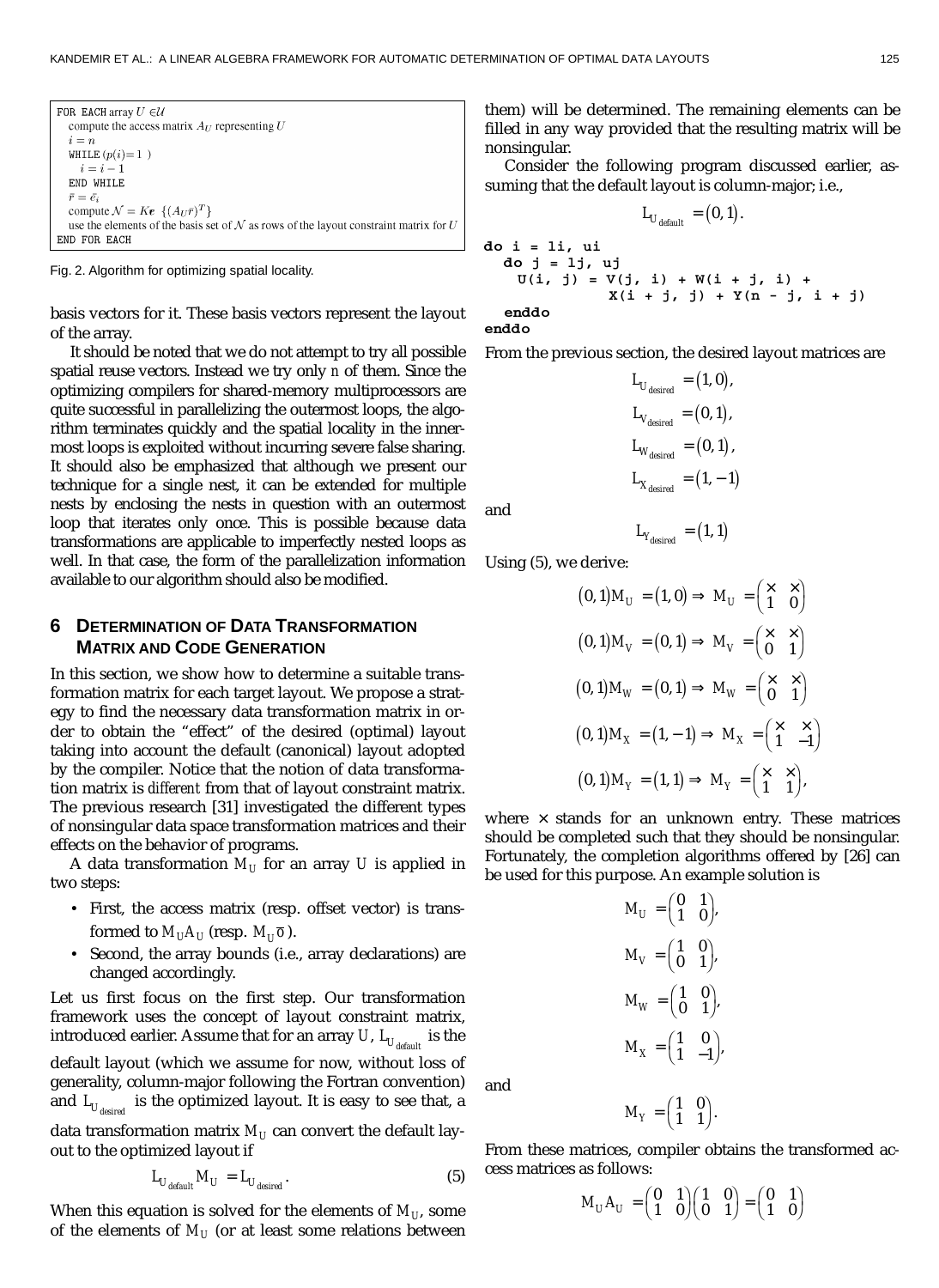```
FOR EACH array U ∈ 𝒰
  compute the access matrix A_U representing U
  i = n
  WHILE (p(i)=1 )
    i = i − 1
  END WHILE
  r̄ = ē_i
  compute 𝒩 = Ker {(A_U r̄)^T}
  use the elements of the basis set of 𝒩 as rows of the layout constraint matrix for U
END FOR EACH
```

Fig. 2. Algorithm for optimizing spatial locality.

basis vectors for it. These basis vectors represent the layout of the array.

It should be noted that we do not attempt to try all possible spatial reuse vectors. Instead we try only $n$ of them. Since the optimizing compilers for shared-memory multiprocessors are quite successful in parallelizing the outermost loops, the algorithm terminates quickly and the spatial locality in the innermost loops is exploited without incurring severe false sharing. It should also be emphasized that although we present our technique for a single nest, it can be extended for multiple nests by enclosing the nests in question with an outermost loop that iterates only once. This is possible because data transformations are applicable to imperfectly nested loops as well. In that case, the form of the parallelization information available to our algorithm should also be modified.

## 6 Determination of Data Transformation Matrix and Code Generation

In this section, we show how to determine a suitable transformation matrix for each target layout. We propose a strategy to find the necessary data transformation matrix in order to obtain the "effect" of the desired (optimal) layout taking into account the default (canonical) layout adopted by the compiler. Notice that the notion of data transformation matrix is *different* from that of layout constraint matrix. The previous research [31] investigated the different types of nonsingular data space transformation matrices and their effects on the behavior of programs.

A data transformation $M_U$ for an array $U$ is applied in two steps:

- First, the access matrix (resp. offset vector) is transformed to $M_U A_U$ (resp. $M_U \bar{o}$).
- Second, the array bounds (i.e., array declarations) are changed accordingly.

Let us first focus on the first step. Our transformation framework uses the concept of layout constraint matrix, introduced earlier. Assume that for an array $U$, $L_{U_{default}}$ is the default layout (which we assume for now, without loss of generality, column-major following the Fortran convention) and $L_{U_{desired}}$ is the optimized layout. It is easy to see that, a data transformation matrix $M_U$ can convert the default layout to the optimized layout if

$$L_{U_{default}} M_U = L_{U_{desired}}. \tag{5}$$

When this equation is solved for the elements of $M_U$, some of the elements of $M_U$ (or at least some relations between them) will be determined. The remaining elements can be filled in any way provided that the resulting matrix will be nonsingular.

Consider the following program discussed earlier, assuming that the default layout is column-major; i.e.,

$$L_{U_{default}} = (0, 1).$$

```
do i = li, ui
  do j = lj, uj
    U(i, j) = V(j, i) + W(i + j, i) +
              X(i + j, j) + Y(n - j, i + j)
  enddo
enddo
```

From the previous section, the desired layout matrices are

$$L_{U_{desired}} = (1, 0),$$
$$L_{V_{desired}} = (0, 1),$$
$$L_{W_{desired}} = (0, 1),$$
$$L_{X_{desired}} = (1, -1)$$

and

$$L_{Y_{desired}} = (1, 1)$$

Using (5), we derive:

$$(0, 1) M_U = (1, 0) \Rightarrow M_U = \begin{pmatrix} \times & \times \\ 1 & 0 \end{pmatrix}$$

$$(0, 1) M_V = (0, 1) \Rightarrow M_V = \begin{pmatrix} \times & \times \\ 0 & 1 \end{pmatrix}$$

$$(0, 1) M_W = (0, 1) \Rightarrow M_W = \begin{pmatrix} \times & \times \\ 0 & 1 \end{pmatrix}$$

$$(0, 1) M_X = (1, -1) \Rightarrow M_X = \begin{pmatrix} \times & \times \\ 1 & -1 \end{pmatrix}$$

$$(0, 1) M_Y = (1, 1) \Rightarrow M_Y = \begin{pmatrix} \times & \times \\ 1 & 1 \end{pmatrix},$$

where $\times$ stands for an unknown entry. These matrices should be completed such that they should be nonsingular. Fortunately, the completion algorithms offered by [26] can be used for this purpose. An example solution is

$$M_U = \begin{pmatrix} 0 & 1 \\ 1 & 0 \end{pmatrix},$$

$$M_V = \begin{pmatrix} 1 & 0 \\ 0 & 1 \end{pmatrix},$$

$$M_W = \begin{pmatrix} 1 & 0 \\ 0 & 1 \end{pmatrix},$$

$$M_X = \begin{pmatrix} 1 & 0 \\ 1 & -1 \end{pmatrix},$$

and

$$M_Y = \begin{pmatrix} 1 & 0 \\ 1 & 1 \end{pmatrix}.$$

From these matrices, compiler obtains the transformed access matrices as follows:

$$M_U A_U = \begin{pmatrix} 0 & 1 \\ 1 & 0 \end{pmatrix} \begin{pmatrix} 1 & 0 \\ 0 & 1 \end{pmatrix} = \begin{pmatrix} 0 & 1 \\ 1 & 0 \end{pmatrix}$$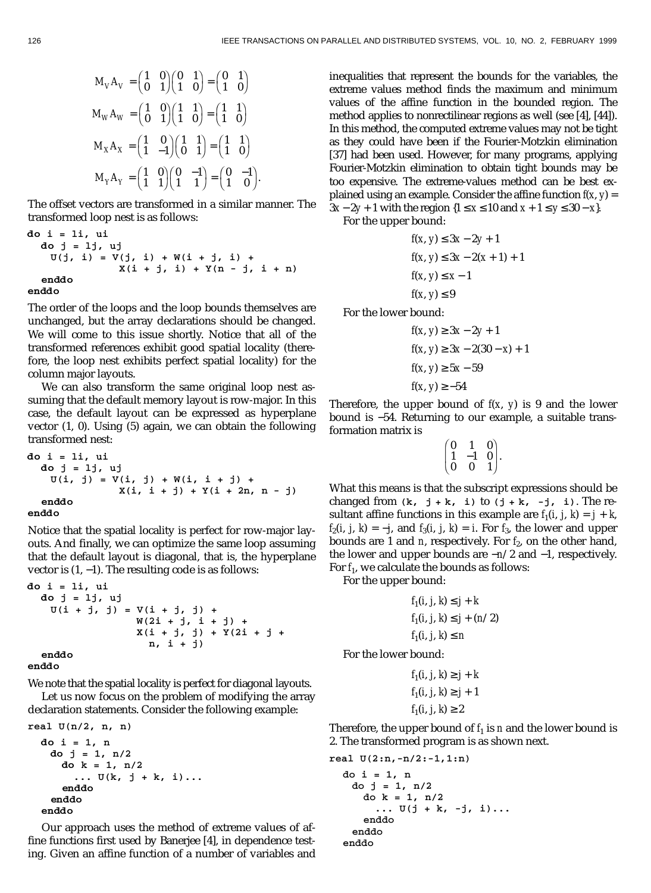$$M_V A_V = \begin{pmatrix} 1 & 0 \\ 0 & 1 \end{pmatrix} \begin{pmatrix} 0 & 1 \\ 1 & 0 \end{pmatrix} = \begin{pmatrix} 0 & 1 \\ 1 & 0 \end{pmatrix}$$

$$M_W A_W = \begin{pmatrix} 1 & 0 \\ 0 & 1 \end{pmatrix} \begin{pmatrix} 1 & 1 \\ 1 & 0 \end{pmatrix} = \begin{pmatrix} 1 & 1 \\ 1 & 0 \end{pmatrix}$$

$$M_X A_X = \begin{pmatrix} 1 & 0 \\ 1 & -1 \end{pmatrix} \begin{pmatrix} 1 & 1 \\ 0 & 1 \end{pmatrix} = \begin{pmatrix} 1 & 1 \\ 1 & 0 \end{pmatrix}$$

$$M_Y A_Y = \begin{pmatrix} 1 & 0 \\ 1 & 1 \end{pmatrix} \begin{pmatrix} 0 & -1 \\ 1 & 1 \end{pmatrix} = \begin{pmatrix} 0 & -1 \\ 1 & 0 \end{pmatrix}.$$

The offset vectors are transformed in a similar manner. The transformed loop nest is as follows:

```
do i = li, ui
  do j = lj, uj
    U(j, i) = V(j, i) + W(i + j, i) +
              X(i + j, i) + Y(n - j, i + n)
  enddo
enddo
```

The order of the loops and the loop bounds themselves are unchanged, but the array declarations should be changed. We will come to this issue shortly. Notice that all of the transformed references exhibit good spatial locality (therefore, the loop nest exhibits perfect spatial locality) for the column major layouts.

We can also transform the same original loop nest assuming that the default memory layout is row-major. In this case, the default layout can be expressed as hyperplane vector (1, 0). Using (5) again, we can obtain the following transformed nest:

```
do i = li, ui
  do j = lj, uj
    U(i, j) = V(i, j) + W(i, i + j) +
              X(i, i + j) + Y(i + 2n, n - j)
  enddo
enddo
```

Notice that the spatial locality is perfect for row-major layouts. And finally, we can optimize the same loop assuming that the default layout is diagonal, that is, the hyperplane vector is (1, −1). The resulting code is as follows:

```
do i = li, ui
  do j = lj, uj
    U(i + j, j) = V(i + j, j) +
                  W(2i + j, i + j) +
                  X(i + j, j) + Y(2i + j +
                    n, i + j)
  enddo
enddo
```

We note that the spatial locality is perfect for diagonal layouts.

Let us now focus on the problem of modifying the array declaration statements. Consider the following example:

```
real U(n/2, n, n)

  do i = 1, n
    do j = 1, n/2
      do k = 1, n/2
        ... U(k, j + k, i)...
      enddo
    enddo
  enddo
```

Our approach uses the method of extreme values of affine functions first used by Banerjee [4], in dependence testing. Given an affine function of a number of variables and inequalities that represent the bounds for the variables, the extreme values method finds the maximum and minimum values of the affine function in the bounded region. The method applies to nonrectilinear regions as well (see [4], [44]). In this method, the computed extreme values may not be tight as they could have been if the Fourier-Motzkin elimination [37] had been used. However, for many programs, applying Fourier-Motzkin elimination to obtain tight bounds may be too expensive. The extreme-values method can be best explained using an example. Consider the affine function $f(x, y) = 3x - 2y + 1$ with the region $\{1 \le x \le 10$ and $x + 1 \le y \le 30 - x\}$.

For the upper bound:

$$f(x, y) \le 3x - 2y + 1$$
$$f(x, y) \le 3x - 2(x + 1) + 1$$
$$f(x, y) \le x - 1$$
$$f(x, y) \le 9$$

For the lower bound:

$$f(x, y) \ge 3x - 2y + 1$$
$$f(x, y) \ge 3x - 2(30 - x) + 1$$
$$f(x, y) \ge 5x - 59$$
$$f(x, y) \ge -54$$

Therefore, the upper bound of $f(x, y)$ is 9 and the lower bound is −54. Returning to our example, a suitable transformation matrix is

$$\begin{pmatrix} 0 & 1 & 0 \\ 1 & -1 & 0 \\ 0 & 0 & 1 \end{pmatrix}.$$

What this means is that the subscript expressions should be changed from `(k, j + k, i)` to `(j + k, -j, i)`. The resultant affine functions in this example are $f_1(i, j, k) = j + k$, $f_2(i, j, k) = -j$, and $f_3(i, j, k) = i$. For $f_3$, the lower and upper bounds are 1 and $n$, respectively. For $f_2$, on the other hand, the lower and upper bounds are $-n/2$ and −1, respectively. For $f_1$, we calculate the bounds as follows:

For the upper bound:

$$f_1(i, j, k) \le j + k$$
$$f_1(i, j, k) \le j + (n/2)$$
$$f_1(i, j, k) \le n$$

For the lower bound:

$$f_1(i, j, k) \ge j + k$$
$$f_1(i, j, k) \ge j + 1$$
$$f_1(i, j, k) \ge 2$$

Therefore, the upper bound of $f_1$ is $n$ and the lower bound is 2. The transformed program is as shown next.

```
real U(2:n,-n/2:-1,1:n)

  do i = 1, n
    do j = 1, n/2
      do k = 1, n/2
        ... U(j + k, -j, i)...
      enddo
    enddo
  enddo
```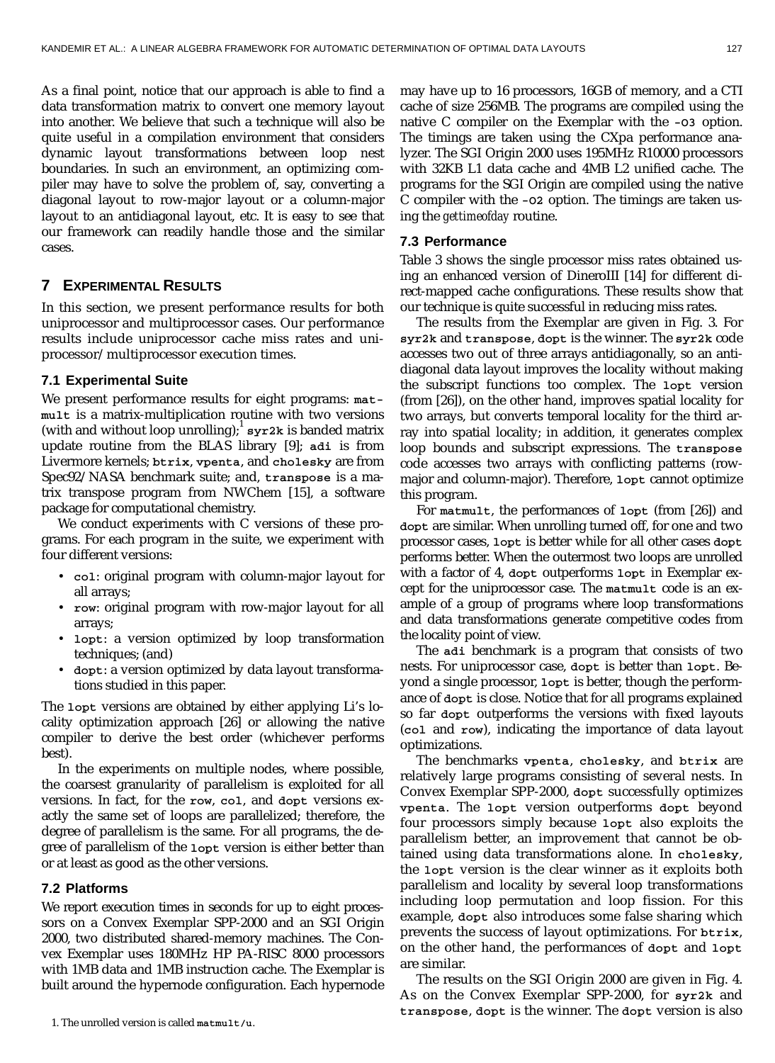As a final point, notice that our approach is able to find a data transformation matrix to convert one memory layout into another. We believe that such a technique will also be quite useful in a compilation environment that considers dynamic layout transformations between loop nest boundaries. In such an environment, an optimizing compiler may have to solve the problem of, say, converting a diagonal layout to row-major layout or a column-major layout to an antidiagonal layout, etc. It is easy to see that our framework can readily handle those and the similar cases.

## 7 Experimental Results

In this section, we present performance results for both uniprocessor and multiprocessor cases. Our performance results include uniprocessor cache miss rates and uniprocessor/multiprocessor execution times.

### 7.1 Experimental Suite

We present performance results for eight programs: `matmult` is a matrix-multiplication routine with two versions (with and without loop unrolling);[1] `syr2k` is banded matrix update routine from the BLAS library [9]; `adi` is from Livermore kernels; `btrix`, `vpenta`, and `cholesky` are from Spec92/NASA benchmark suite; and, `transpose` is a matrix transpose program from NWChem [15], a software package for computational chemistry.

We conduct experiments with C versions of these programs. For each program in the suite, we experiment with four different versions:

- `col`: original program with column-major layout for all arrays;
- `row`: original program with row-major layout for all arrays;
- `lopt`: a version optimized by loop transformation techniques; (and)
- `dopt`: a version optimized by data layout transformations studied in this paper.

The `lopt` versions are obtained by either applying Li's locality optimization approach [26] or allowing the native compiler to derive the best order (whichever performs best).

In the experiments on multiple nodes, where possible, the coarsest granularity of parallelism is exploited for all versions. In fact, for the `row`, `col`, and `dopt` versions exactly the same set of loops are parallelized; therefore, the degree of parallelism is the same. For all programs, the degree of parallelism of the `lopt` version is either better than or at least as good as the other versions.

### 7.2 Platforms

We report execution times in seconds for up to eight processors on a Convex Exemplar SPP-2000 and an SGI Origin 2000, two distributed shared-memory machines. The Convex Exemplar uses 180MHz HP PA-RISC 8000 processors with 1MB data and 1MB instruction cache. The Exemplar is built around the hypernode configuration. Each hypernode may have up to 16 processors, 16GB of memory, and a CTI cache of size 256MB. The programs are compiled using the native C compiler on the Exemplar with the `-O3` option. The timings are taken using the CXpa performance analyzer. The SGI Origin 2000 uses 195MHz R10000 processors with 32KB L1 data cache and 4MB L2 unified cache. The programs for the SGI Origin are compiled using the native C compiler with the `-O2` option. The timings are taken using the *gettimeofday* routine.

### 7.3 Performance

Table 3 shows the single processor miss rates obtained using an enhanced version of DineroIII [14] for different direct-mapped cache configurations. These results show that our technique is quite successful in reducing miss rates.

The results from the Exemplar are given in Fig. 3. For `syr2k` and `transpose`, `dopt` is the winner. The `syr2k` code accesses two out of three arrays antidiagonally, so an antidiagonal data layout improves the locality without making the subscript functions too complex. The `lopt` version (from [26]), on the other hand, improves spatial locality for two arrays, but converts temporal locality for the third array into spatial locality; in addition, it generates complex loop bounds and subscript expressions. The `transpose` code accesses two arrays with conflicting patterns (row-major and column-major). Therefore, `lopt` cannot optimize this program.

For `matmult`, the performances of `lopt` (from [26]) and `dopt` are similar. When unrolling turned off, for one and two processor cases, `lopt` is better while for all other cases `dopt` performs better. When the outermost two loops are unrolled with a factor of 4, `dopt` outperforms `lopt` in Exemplar except for the uniprocessor case. The `matmult` code is an example of a group of programs where loop transformations and data transformations generate competitive codes from the locality point of view.

The `adi` benchmark is a program that consists of two nests. For uniprocessor case, `dopt` is better than `lopt`. Beyond a single processor, `lopt` is better, though the performance of `dopt` is close. Notice that for all programs explained so far `dopt` outperforms the versions with fixed layouts (`col` and `row`), indicating the importance of data layout optimizations.

The benchmarks `vpenta`, `cholesky`, and `btrix` are relatively large programs consisting of several nests. In Convex Exemplar SPP-2000, `dopt` successfully optimizes `vpenta`. The `lopt` version outperforms `dopt` beyond four processors simply because `lopt` also exploits the parallelism better, an improvement that cannot be obtained using data transformations alone. In `cholesky`, the `lopt` version is the clear winner as it exploits both parallelism and locality by several loop transformations including loop permutation *and* loop fission. For this example, `dopt` also introduces some false sharing which prevents the success of layout optimizations. For `btrix`, on the other hand, the performances of `dopt` and `lopt` are similar.

The results on the SGI Origin 2000 are given in Fig. 4. As on the Convex Exemplar SPP-2000, for `syr2k` and `transpose`, `dopt` is the winner. The `dopt` version is also

1. The unrolled version is called `matmult/u`.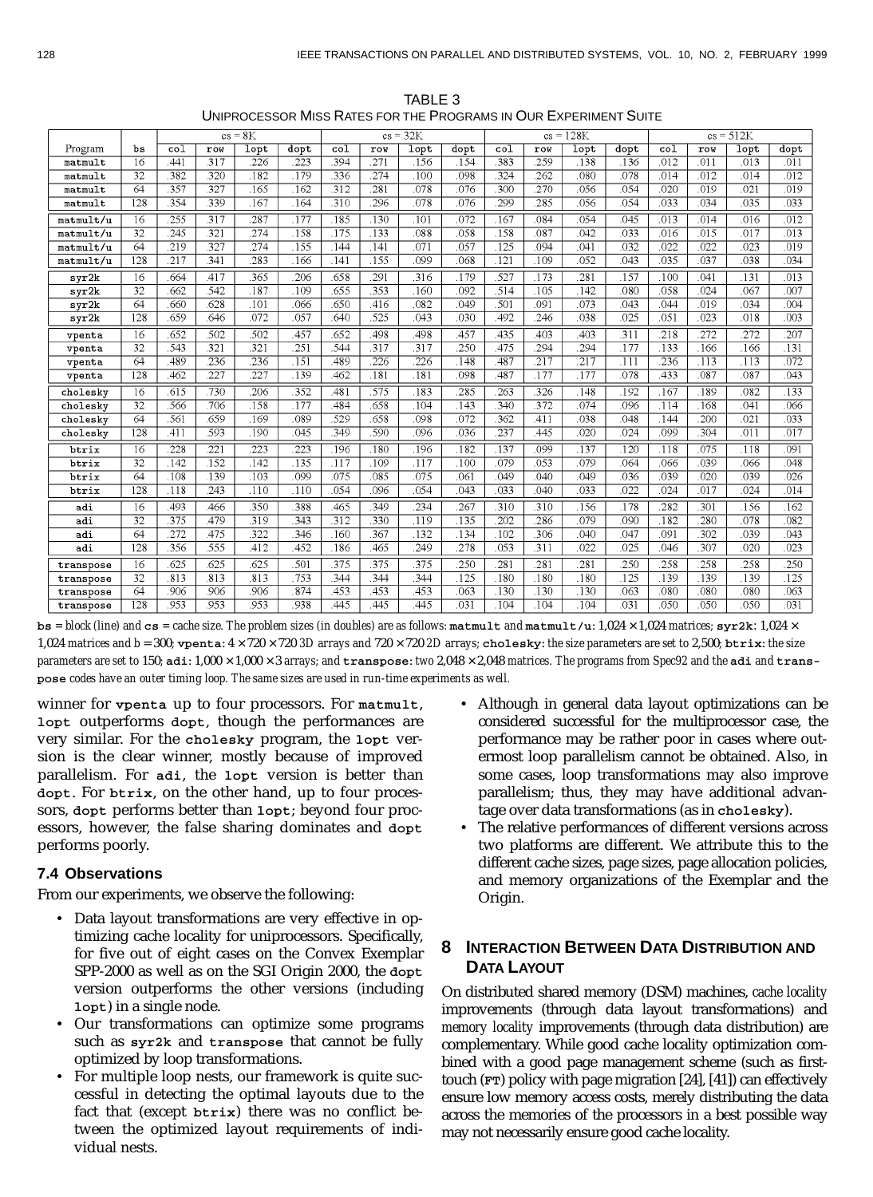TABLE 3
UNIPROCESSOR MISS RATES FOR THE PROGRAMS IN OUR EXPERIMENT SUITE

| Program | bs | cs = 8K | | | | cs = 32K | | | | cs = 128K | | | | cs = 512K | | | |
|---|---|---|---|---|---|---|---|---|---|---|---|---|---|---|---|---|---|
| | | col | row | lopt | dopt | col | row | lopt | dopt | col | row | lopt | dopt | col | row | lopt | dopt |
| matmult | 16 | .441 | .317 | .226 | .223 | .394 | .271 | .156 | .154 | .383 | .259 | .138 | .136 | .012 | .011 | .013 | .011 |
| matmult | 32 | .382 | .320 | .182 | .179 | .336 | .274 | .100 | .098 | .324 | .262 | .080 | .078 | .014 | .012 | .014 | .012 |
| matmult | 64 | .357 | .327 | .165 | .162 | .312 | .281 | .078 | .076 | .300 | .270 | .056 | .054 | .020 | .019 | .021 | .019 |
| matmult | 128 | .354 | .339 | .167 | .164 | .310 | .296 | .078 | .076 | .299 | .285 | .056 | .054 | .033 | .034 | .035 | .033 |
| matmult/u | 16 | .255 | .317 | .287 | .177 | .185 | .130 | .101 | .072 | .167 | .084 | .054 | .045 | .013 | .014 | .016 | .012 |
| matmult/u | 32 | .245 | .321 | .274 | .158 | .175 | .133 | .088 | .058 | .158 | .087 | .042 | .033 | .016 | .015 | .017 | .013 |
| matmult/u | 64 | .219 | .327 | .274 | .155 | .144 | .141 | .071 | .057 | .125 | .094 | .041 | .032 | .022 | .022 | .023 | .019 |
| matmult/u | 128 | .217 | .341 | .283 | .166 | .141 | .155 | .099 | .068 | .121 | .109 | .052 | .043 | .035 | .037 | .038 | .034 |
| syr2k | 16 | .664 | .417 | .365 | .206 | .658 | .291 | .316 | .179 | .527 | .173 | .281 | .157 | .100 | .041 | .131 | .013 |
| syr2k | 32 | .662 | .542 | .187 | .109 | .655 | .353 | .160 | .092 | .514 | .105 | .142 | .080 | .058 | .024 | .067 | .007 |
| syr2k | 64 | .660 | .628 | .101 | .066 | .650 | .416 | .082 | .049 | .501 | .091 | .073 | .043 | .044 | .019 | .034 | .004 |
| syr2k | 128 | .659 | .646 | .072 | .057 | .640 | .525 | .043 | .030 | .492 | .246 | .038 | .025 | .051 | .023 | .018 | .003 |
| vpenta | 16 | .652 | .502 | .502 | .457 | .652 | .498 | .498 | .457 | .435 | .403 | .403 | .311 | .218 | .272 | .272 | .207 |
| vpenta | 32 | .543 | .321 | .321 | .251 | .544 | .317 | .317 | .250 | .475 | .294 | .294 | .177 | .133 | .166 | .166 | .131 |
| vpenta | 64 | .489 | .236 | .236 | .151 | .489 | .226 | .226 | .148 | .487 | .217 | .217 | .111 | .236 | .113 | .113 | .072 |
| vpenta | 128 | .462 | .227 | .227 | .139 | .462 | .181 | .181 | .098 | .487 | .177 | .177 | .078 | .433 | .087 | .087 | .043 |
| cholesky | 16 | .615 | .730 | .206 | .352 | .481 | .575 | .183 | .285 | .263 | .326 | .148 | .192 | .167 | .189 | .082 | .133 |
| cholesky | 32 | .566 | .706 | .158 | .177 | .484 | .658 | .104 | .143 | .340 | .372 | .074 | .096 | .114 | .168 | .041 | .066 |
| cholesky | 64 | .561 | .659 | .169 | .089 | .529 | .658 | .098 | .072 | .362 | .411 | .038 | .048 | .144 | .200 | .021 | .033 |
| cholesky | 128 | .411 | .593 | .190 | .045 | .349 | .590 | .096 | .036 | .237 | .445 | .020 | .024 | .099 | .304 | .011 | .017 |
| btrix | 16 | .228 | .221 | .223 | .223 | .196 | .180 | .196 | .182 | .137 | .099 | .137 | .120 | .118 | .075 | .118 | .091 |
| btrix | 32 | .142 | .152 | .142 | .135 | .117 | .109 | .117 | .100 | .079 | .053 | .079 | .064 | .066 | .039 | .066 | .048 |
| btrix | 64 | .108 | .139 | .103 | .099 | .075 | .085 | .075 | .061 | .049 | .040 | .049 | .036 | .039 | .020 | .039 | .026 |
| btrix | 128 | .118 | .243 | .110 | .110 | .054 | .096 | .054 | .043 | .033 | .040 | .033 | .022 | .024 | .017 | .024 | .014 |
| adi | 16 | .493 | .466 | .350 | .388 | .465 | .349 | .234 | .267 | .310 | .310 | .156 | .178 | .282 | .301 | .156 | .162 |
| adi | 32 | .375 | .479 | .319 | .343 | .312 | .330 | .119 | .135 | .202 | .286 | .079 | .090 | .182 | .280 | .078 | .082 |
| adi | 64 | .272 | .475 | .322 | .346 | .160 | .367 | .132 | .134 | .102 | .306 | .040 | .047 | .091 | .302 | .039 | .043 |
| adi | 128 | .356 | .555 | .412 | .452 | .186 | .465 | .249 | .278 | .053 | .311 | .022 | .025 | .046 | .307 | .020 | .023 |
| transpose | 16 | .625 | .625 | .625 | .501 | .375 | .375 | .375 | .250 | .281 | .281 | .281 | .250 | .258 | .258 | .258 | .250 |
| transpose | 32 | .813 | .813 | .813 | .753 | .344 | .344 | .344 | .125 | .180 | .180 | .180 | .125 | .139 | .139 | .139 | .125 |
| transpose | 64 | .906 | .906 | .906 | .874 | .453 | .453 | .453 | .063 | .130 | .130 | .130 | .063 | .080 | .080 | .080 | .063 |
| transpose | 128 | .953 | .953 | .953 | .938 | .445 | .445 | .445 | .031 | .104 | .104 | .104 | .031 | .050 | .050 | .050 | .031 |

*bs = block (line) and cs = cache size. The problem sizes (in doubles) are as follows: matmult and matmult/u: 1,024 × 1,024 matrices; syr2k: 1,024 × 1,024 matrices and b = 300; vpenta: 4 × 720 × 720 3D arrays and 720 × 720 2D arrays; cholesky: the size parameters are set to 2,500; btrix: the size parameters are set to 150; adi: 1,000 × 1,000 × 3 arrays; and transpose: two 2,048 × 2,048 matrices. The programs from Spec92 and the adi and transpose codes have an outer timing loop. The same sizes are used in run-time experiments as well.*

winner for **vpenta** up to four processors. For **matmult**, **lopt** outperforms **dopt**, though the performances are very similar. For the **cholesky** program, the **lopt** version is the clear winner, mostly because of improved parallelism. For **adi**, the **lopt** version is better than **dopt**. For **btrix**, on the other hand, up to four processors, **dopt** performs better than **lopt**; beyond four processors, however, the false sharing dominates and **dopt** performs poorly.

### 7.4 Observations

From our experiments, we observe the following:

- Data layout transformations are very effective in optimizing cache locality for uniprocessors. Specifically, for five out of eight cases on the Convex Exemplar SPP-2000 as well as on the SGI Origin 2000, the **dopt** version outperforms the other versions (including **lopt**) in a single node.
- Our transformations can optimize some programs such as **syr2k** and **transpose** that cannot be fully optimized by loop transformations.
- For multiple loop nests, our framework is quite successful in detecting the optimal layouts due to the fact that (except **btrix**) there was no conflict between the optimized layout requirements of individual nests.
- Although in general data layout optimizations can be considered successful for the multiprocessor case, the performance may be rather poor in cases where outermost loop parallelism cannot be obtained. Also, in some cases, loop transformations may also improve parallelism; thus, they may have additional advantage over data transformations (as in **cholesky**).
- The relative performances of different versions across two platforms are different. We attribute this to the different cache sizes, page sizes, page allocation policies, and memory organizations of the Exemplar and the Origin.

## 8 Interaction Between Data Distribution and Data Layout

On distributed shared memory (DSM) machines, *cache locality* improvements (through data layout transformations) and *memory locality* improvements (through data distribution) are complementary. While good cache locality optimization combined with a good page management scheme (such as first-touch (FT) policy with page migration [24], [41]) can effectively ensure low memory access costs, merely distributing the data across the memories of the processors in a best possible way may not necessarily ensure good cache locality.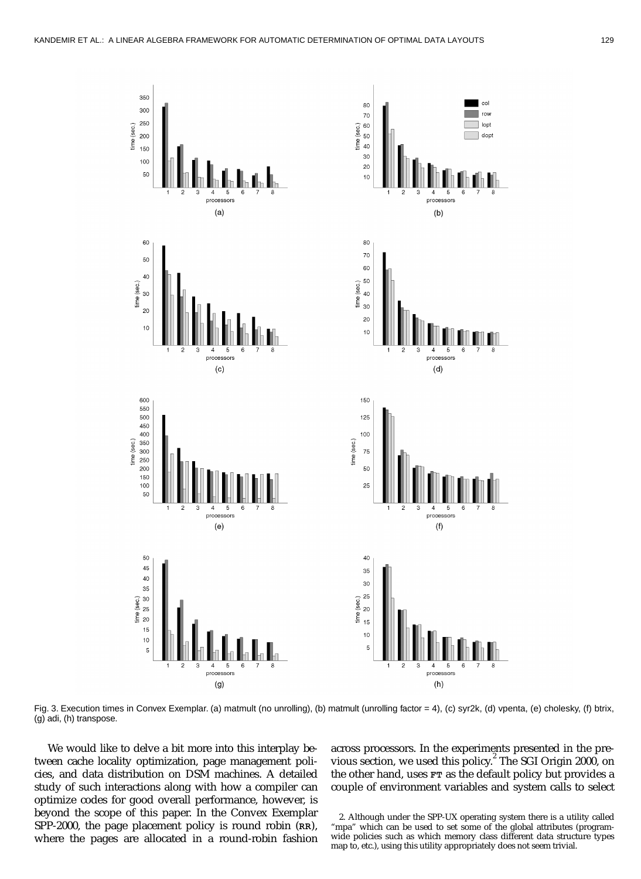Fig. 3. Execution times in Convex Exemplar. (a) matmult (no unrolling), (b) matmult (unrolling factor = 4), (c) syr2k, (d) vpenta, (e) cholesky, (f) btrix, (g) adi, (h) transpose.

We would like to delve a bit more into this interplay between cache locality optimization, page management policies, and data distribution on DSM machines. A detailed study of such interactions along with how a compiler can optimize codes for good overall performance, however, is beyond the scope of this paper. In the Convex Exemplar SPP-2000, the page placement policy is round robin (RR), where the pages are allocated in a round-robin fashion across processors. In the experiments presented in the previous section, we used this policy.[2] The SGI Origin 2000, on the other hand, uses FT as the default policy but provides a couple of environment variables and system calls to select

2. Although under the SPP-UX operating system there is a utility called "mpa" which can be used to set some of the global attributes (program-wide policies such as which memory class different data structure types map to, etc.), using this utility appropriately does not seem trivial.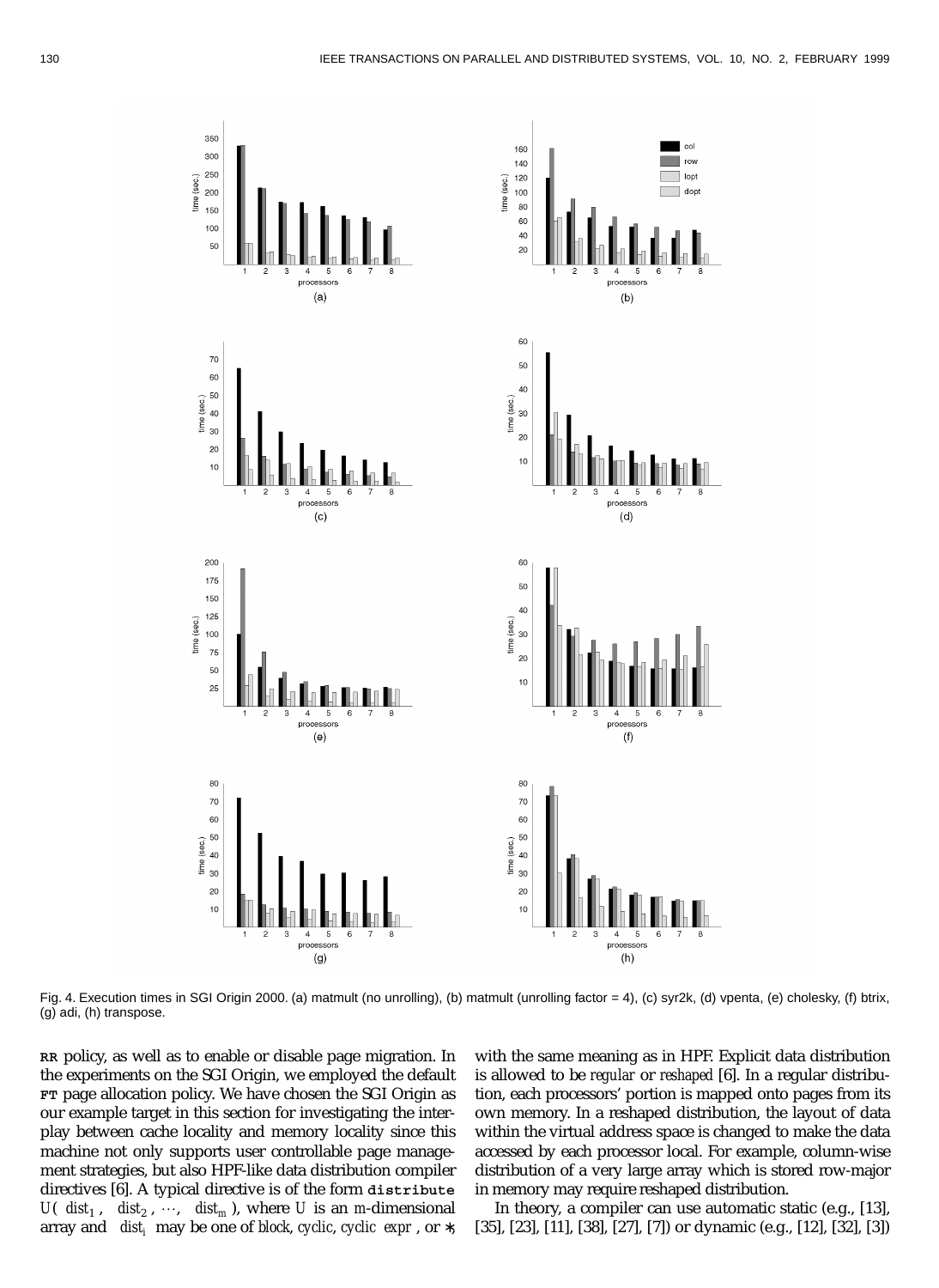Fig. 4. Execution times in SGI Origin 2000. (a) matmult (no unrolling), (b) matmult (unrolling factor = 4), (c) syr2k, (d) vpenta, (e) cholesky, (f) btrix, (g) adi, (h) transpose.

**RR** policy, as well as to enable or disable page migration. In the experiments on the SGI Origin, we employed the default **FT** page allocation policy. We have chosen the SGI Origin as our example target in this section for investigating the interplay between cache locality and memory locality since this machine not only supports user controllable page management strategies, but also HPF-like data distribution compiler directives [6]. A typical directive is of the form **distribute** $U(\ dist_1,\ dist_2,\ \cdots,\ dist_m\ )$, where $U$ is an $m$-dimensional array and $dist_i$ may be one of *block*, *cyclic*, *cyclic expr*, or ∗, with the same meaning as in HPF. Explicit data distribution is allowed to be *regular* or *reshaped* [6]. In a regular distribution, each processors' portion is mapped onto pages from its own memory. In a reshaped distribution, the layout of data within the virtual address space is changed to make the data accessed by each processor local. For example, column-wise distribution of a very large array which is stored row-major in memory may require reshaped distribution.

In theory, a compiler can use automatic static (e.g., [13], [35], [23], [11], [38], [27], [7]) or dynamic (e.g., [12], [32], [3])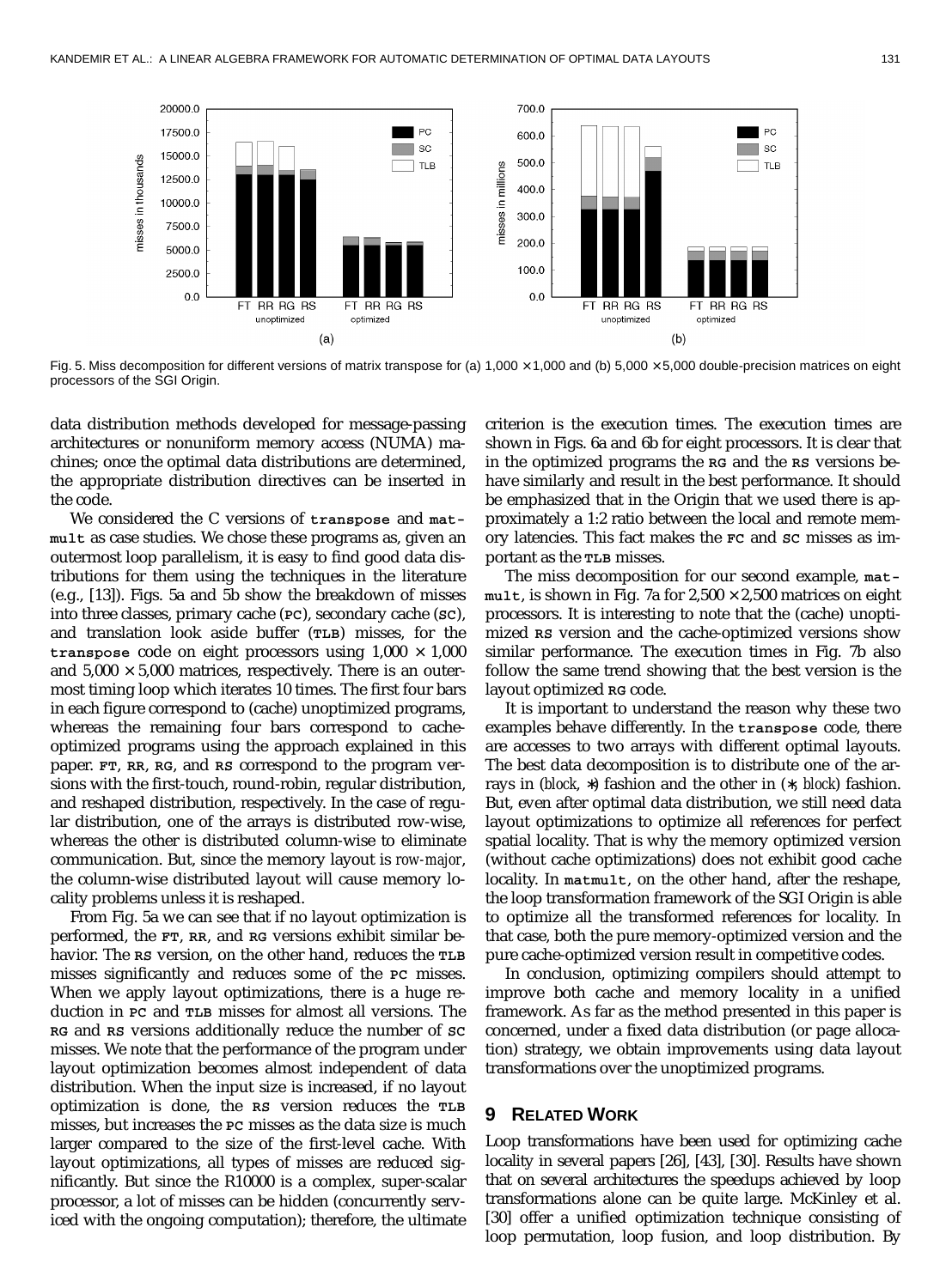20000.0
17500.0
15000.0
12500.0
10000.0
7500.0
5000.0
2500.0
0.0

misses in thousands

PC
SC
TLB

FT RR RG RS FT RR RG RS
unoptimized optimized

(a)

700.0
600.0
500.0
400.0
300.0
200.0
100.0
0.0

misses in millions

PC
SC
TLB

FT RR RG RS FT RR RG RS
unoptimized optimized

(b)

Fig. 5. Miss decomposition for different versions of matrix transpose for (a) $1{,}000 \times 1{,}000$ and (b) $5{,}000 \times 5{,}000$ double-precision matrices on eight processors of the SGI Origin.

data distribution methods developed for message-passing architectures or nonuniform memory access (NUMA) machines; once the optimal data distributions are determined, the appropriate distribution directives can be inserted in the code.

We considered the C versions of **transpose** and **matmult** as case studies. We chose these programs as, given an outermost loop parallelism, it is easy to find good data distributions for them using the techniques in the literature (e.g., [13]). Figs. 5a and 5b show the breakdown of misses into three classes, primary cache (PC), secondary cache (SC), and translation look aside buffer (TLB) misses, for the **transpose** code on eight processors using $1{,}000 \times 1{,}000$ and $5{,}000 \times 5{,}000$ matrices, respectively. There is an outermost timing loop which iterates 10 times. The first four bars in each figure correspond to (cache) unoptimized programs, whereas the remaining four bars correspond to cache-optimized programs using the approach explained in this paper. FT, RR, RG, and RS correspond to the program versions with the first-touch, round-robin, regular distribution, and reshaped distribution, respectively. In the case of regular distribution, one of the arrays is distributed row-wise, whereas the other is distributed column-wise to eliminate communication. But, since the memory layout is *row-major*, the column-wise distributed layout will cause memory locality problems unless it is reshaped.

From Fig. 5a we can see that if no layout optimization is performed, the FT, RR, and RG versions exhibit similar behavior. The RS version, on the other hand, reduces the TLB misses significantly and reduces some of the PC misses. When we apply layout optimizations, there is a huge reduction in PC and TLB misses for almost all versions. The RG and RS versions additionally reduce the number of SC misses. We note that the performance of the program under layout optimization becomes almost independent of data distribution. When the input size is increased, if no layout optimization is done, the RS version reduces the TLB misses, but increases the PC misses as the data size is much larger compared to the size of the first-level cache. With layout optimizations, all types of misses are reduced significantly. But since the R10000 is a complex, super-scalar processor, a lot of misses can be hidden (concurrently serviced with the ongoing computation); therefore, the ultimate criterion is the execution times. The execution times are shown in Figs. 6a and 6b for eight processors. It is clear that in the optimized programs the RG and the RS versions behave similarly and result in the best performance. It should be emphasized that in the Origin that we used there is approximately a 1:2 ratio between the local and remote memory latencies. This fact makes the FC and SC misses as important as the TLB misses.

The miss decomposition for our second example, **matmult**, is shown in Fig. 7a for $2{,}500 \times 2{,}500$ matrices on eight processors. It is interesting to note that the (cache) unoptimized RS version and the cache-optimized versions show similar performance. The execution times in Fig. 7b also follow the same trend showing that the best version is the layout optimized RG code.

It is important to understand the reason why these two examples behave differently. In the **transpose** code, there are accesses to two arrays with different optimal layouts. The best data decomposition is to distribute one of the arrays in (*block*, *) fashion and the other in (*, *block*) fashion. But, even after optimal data distribution, we still need data layout optimizations to optimize all references for perfect spatial locality. That is why the memory optimized version (without cache optimizations) does not exhibit good cache locality. In **matmult**, on the other hand, after the reshape, the loop transformation framework of the SGI Origin is able to optimize all the transformed references for locality. In that case, both the pure memory-optimized version and the pure cache-optimized version result in competitive codes.

In conclusion, optimizing compilers should attempt to improve both cache and memory locality in a unified framework. As far as the method presented in this paper is concerned, under a fixed data distribution (or page allocation) strategy, we obtain improvements using data layout transformations over the unoptimized programs.

## 9 Related Work

Loop transformations have been used for optimizing cache locality in several papers [26], [43], [30]. Results have shown that on several architectures the speedups achieved by loop transformations alone can be quite large. McKinley et al. [30] offer a unified optimization technique consisting of loop permutation, loop fusion, and loop distribution. By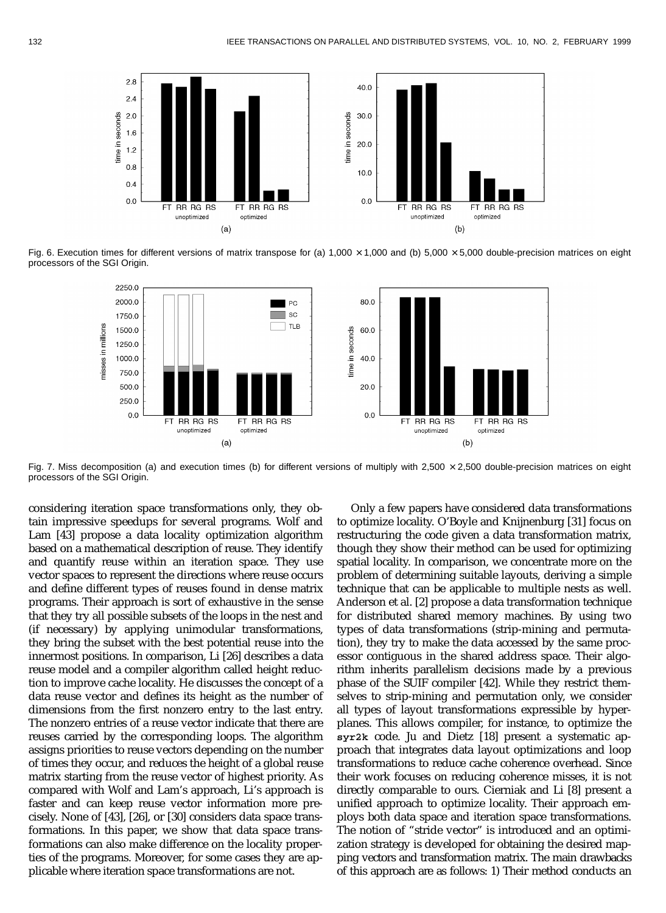2.8
2.4
2.0
1.6
1.2
0.8
0.4
0.0
time in seconds
FT RR RG RS
unoptimized
FT RR RG RS
optimized
(a)

40.0
30.0
20.0
10.0
0.0
time in seconds
FT RR RG RS
unoptimized
FT RR RG RS
optimized
(b)

Fig. 6. Execution times for different versions of matrix transpose for (a) $1,000 \times 1,000$ and (b) $5,000 \times 5,000$ double-precision matrices on eight processors of the SGI Origin.

2250.0
2000.0
1750.0
1500.0
1250.0
1000.0
750.0
500.0
250.0
0.0
misses in millions
PC
SC
TLB
FT RR RG RS
unoptimized
FT RR RG RS
optimized
(a)

80.0
60.0
40.0
20.0
0.0
time in seconds
FT RR RG RS
unoptimized
FT RR RG RS
optimized
(b)

Fig. 7. Miss decomposition (a) and execution times (b) for different versions of multiply with $2,500 \times 2,500$ double-precision matrices on eight processors of the SGI Origin.

considering iteration space transformations only, they obtain impressive speedups for several programs. Wolf and Lam [43] propose a data locality optimization algorithm based on a mathematical description of reuse. They identify and quantify reuse within an iteration space. They use vector spaces to represent the directions where reuse occurs and define different types of reuses found in dense matrix programs. Their approach is sort of exhaustive in the sense that they try all possible subsets of the loops in the nest and (if necessary) by applying unimodular transformations, they bring the subset with the best potential reuse into the innermost positions. In comparison, Li [26] describes a data reuse model and a compiler algorithm called height reduction to improve cache locality. He discusses the concept of a data reuse vector and defines its height as the number of dimensions from the first nonzero entry to the last entry. The nonzero entries of a reuse vector indicate that there are reuses carried by the corresponding loops. The algorithm assigns priorities to reuse vectors depending on the number of times they occur, and reduces the height of a global reuse matrix starting from the reuse vector of highest priority. As compared with Wolf and Lam's approach, Li's approach is faster and can keep reuse vector information more precisely. None of [43], [26], or [30] considers data space transformations. In this paper, we show that data space transformations can also make difference on the locality properties of the programs. Moreover, for some cases they are applicable where iteration space transformations are not.

Only a few papers have considered data transformations to optimize locality. O'Boyle and Knijnenburg [31] focus on restructuring the code given a data transformation matrix, though they show their method can be used for optimizing spatial locality. In comparison, we concentrate more on the problem of determining suitable layouts, deriving a simple technique that can be applicable to multiple nests as well. Anderson et al. [2] propose a data transformation technique for distributed shared memory machines. By using two types of data transformations (strip-mining and permutation), they try to make the data accessed by the same processor contiguous in the shared address space. Their algorithm inherits parallelism decisions made by a previous phase of the SUIF compiler [42]. While they restrict themselves to strip-mining and permutation only, we consider all types of layout transformations expressible by hyperplanes. This allows compiler, for instance, to optimize the **syr2k** code. Ju and Dietz [18] present a systematic approach that integrates data layout optimizations and loop transformations to reduce cache coherence overhead. Since their work focuses on reducing coherence misses, it is not directly comparable to ours. Cierniak and Li [8] present a unified approach to optimize locality. Their approach employs both data space and iteration space transformations. The notion of "stride vector" is introduced and an optimization strategy is developed for obtaining the desired mapping vectors and transformation matrix. The main drawbacks of this approach are as follows: 1) Their method conducts an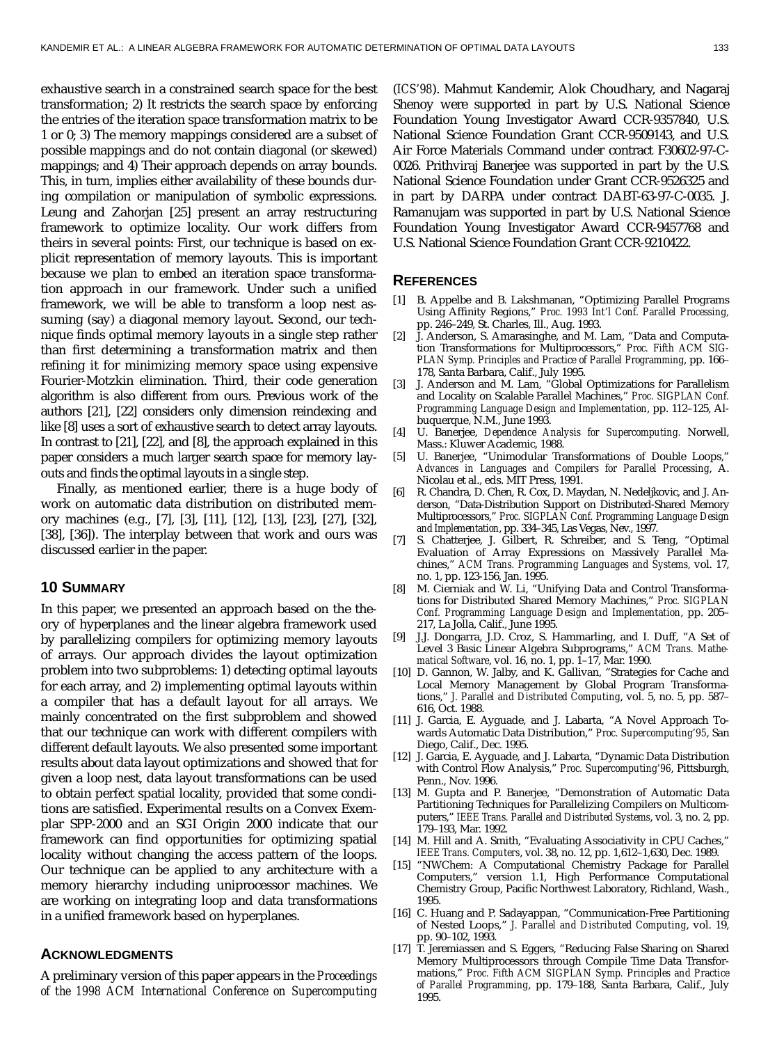exhaustive search in a constrained search space for the best transformation; 2) It restricts the search space by enforcing the entries of the iteration space transformation matrix to be 1 or 0; 3) The memory mappings considered are a subset of possible mappings and do not contain diagonal (or skewed) mappings; and 4) Their approach depends on array bounds. This, in turn, implies either availability of these bounds during compilation or manipulation of symbolic expressions. Leung and Zahorjan [25] present an array restructuring framework to optimize locality. Our work differs from theirs in several points: First, our technique is based on explicit representation of memory layouts. This is important because we plan to embed an iteration space transformation approach in our framework. Under such a unified framework, we will be able to transform a loop nest assuming (say) a diagonal memory layout. Second, our technique finds optimal memory layouts in a single step rather than first determining a transformation matrix and then refining it for minimizing memory space using expensive Fourier-Motzkin elimination. Third, their code generation algorithm is also different from ours. Previous work of the authors [21], [22] considers only dimension reindexing and like [8] uses a sort of exhaustive search to detect array layouts. In contrast to [21], [22], and [8], the approach explained in this paper considers a much larger search space for memory layouts and finds the optimal layouts in a single step.

Finally, as mentioned earlier, there is a huge body of work on automatic data distribution on distributed memory machines (e.g., [7], [3], [11], [12], [13], [23], [27], [32], [38], [36]). The interplay between that work and ours was discussed earlier in the paper.

## 10 Summary

In this paper, we presented an approach based on the theory of hyperplanes and the linear algebra framework used by parallelizing compilers for optimizing memory layouts of arrays. Our approach divides the layout optimization problem into two subproblems: 1) detecting optimal layouts for each array, and 2) implementing optimal layouts within a compiler that has a default layout for all arrays. We mainly concentrated on the first subproblem and showed that our technique can work with different compilers with different default layouts. We also presented some important results about data layout optimizations and showed that for given a loop nest, data layout transformations can be used to obtain perfect spatial locality, provided that some conditions are satisfied. Experimental results on a Convex Exemplar SPP-2000 and an SGI Origin 2000 indicate that our framework can find opportunities for optimizing spatial locality without changing the access pattern of the loops. Our technique can be applied to any architecture with a memory hierarchy including uniprocessor machines. We are working on integrating loop and data transformations in a unified framework based on hyperplanes.

## Acknowledgments

A preliminary version of this paper appears in the *Proceedings of the 1998 ACM International Conference on Supercomputing* (*ICS'98*). Mahmut Kandemir, Alok Choudhary, and Nagaraj Shenoy were supported in part by U.S. National Science Foundation Young Investigator Award CCR-9357840, U.S. National Science Foundation Grant CCR-9509143, and U.S. Air Force Materials Command under contract F30602-97-C-0026. Prithviraj Banerjee was supported in part by the U.S. National Science Foundation under Grant CCR-9526325 and in part by DARPA under contract DABT-63-97-C-0035. J. Ramanujam was supported in part by U.S. National Science Foundation Young Investigator Award CCR-9457768 and U.S. National Science Foundation Grant CCR-9210422.

## References

[1] B. Appelbe and B. Lakshmanan, "Optimizing Parallel Programs Using Affinity Regions," *Proc. 1993 Int'l Conf. Parallel Processing*, pp. 246–249, St. Charles, Ill., Aug. 1993.

[2] J. Anderson, S. Amarasinghe, and M. Lam, "Data and Computation Transformations for Multiprocessors," *Proc. Fifth ACM SIGPLAN Symp. Principles and Practice of Parallel Programming*, pp. 166–178, Santa Barbara, Calif., July 1995.

[3] J. Anderson and M. Lam, "Global Optimizations for Parallelism and Locality on Scalable Parallel Machines," *Proc. SIGPLAN Conf. Programming Language Design and Implementation*, pp. 112–125, Albuquerque, N.M., June 1993.

[4] U. Banerjee, *Dependence Analysis for Supercomputing*. Norwell, Mass.: Kluwer Academic, 1988.

[5] U. Banerjee, "Unimodular Transformations of Double Loops," *Advances in Languages and Compilers for Parallel Processing*, A. Nicolau et al., eds. MIT Press, 1991.

[6] R. Chandra, D. Chen, R. Cox, D. Maydan, N. Nedeljkovic, and J. Anderson, "Data-Distribution Support on Distributed-Shared Memory Multiprocessors," *Proc. SIGPLAN Conf. Programming Language Design and Implementation*, pp. 334–345, Las Vegas, Nev., 1997.

[7] S. Chatterjee, J. Gilbert, R. Schreiber, and S. Teng, "Optimal Evaluation of Array Expressions on Massively Parallel Machines," *ACM Trans. Programming Languages and Systems*, vol. 17, no. 1, pp. 123-156, Jan. 1995.

[8] M. Cierniak and W. Li, "Unifying Data and Control Transformations for Distributed Shared Memory Machines," *Proc. SIGPLAN Conf. Programming Language Design and Implementation*, pp. 205–217, La Jolla, Calif., June 1995.

[9] J.J. Dongarra, J.D. Croz, S. Hammarling, and I. Duff, "A Set of Level 3 Basic Linear Algebra Subprograms," *ACM Trans. Mathematical Software*, vol. 16, no. 1, pp. 1–17, Mar. 1990.

[10] D. Gannon, W. Jalby, and K. Gallivan, "Strategies for Cache and Local Memory Management by Global Program Transformations," *J. Parallel and Distributed Computing*, vol. 5, no. 5, pp. 587–616, Oct. 1988.

[11] J. Garcia, E. Ayguade, and J. Labarta, "A Novel Approach Towards Automatic Data Distribution," *Proc. Supercomputing'95*, San Diego, Calif., Dec. 1995.

[12] J. Garcia, E. Ayguade, and J. Labarta, "Dynamic Data Distribution with Control Flow Analysis," *Proc. Supercomputing'96*, Pittsburgh, Penn., Nov. 1996.

[13] M. Gupta and P. Banerjee, "Demonstration of Automatic Data Partitioning Techniques for Parallelizing Compilers on Multicomputers," *IEEE Trans. Parallel and Distributed Systems*, vol. 3, no. 2, pp. 179–193, Mar. 1992.

[14] M. Hill and A. Smith, "Evaluating Associativity in CPU Caches," *IEEE Trans. Computers*, vol. 38, no. 12, pp. 1,612–1,630, Dec. 1989.

[15] "NWChem: A Computational Chemistry Package for Parallel Computers," version 1.1, High Performance Computational Chemistry Group, Pacific Northwest Laboratory, Richland, Wash., 1995.

[16] C. Huang and P. Sadayappan, "Communication-Free Partitioning of Nested Loops," *J. Parallel and Distributed Computing*, vol. 19, pp. 90–102, 1993.

[17] T. Jeremiassen and S. Eggers, "Reducing False Sharing on Shared Memory Multiprocessors through Compile Time Data Transformations," *Proc. Fifth ACM SIGPLAN Symp. Principles and Practice of Parallel Programming*, pp. 179–188, Santa Barbara, Calif., July 1995.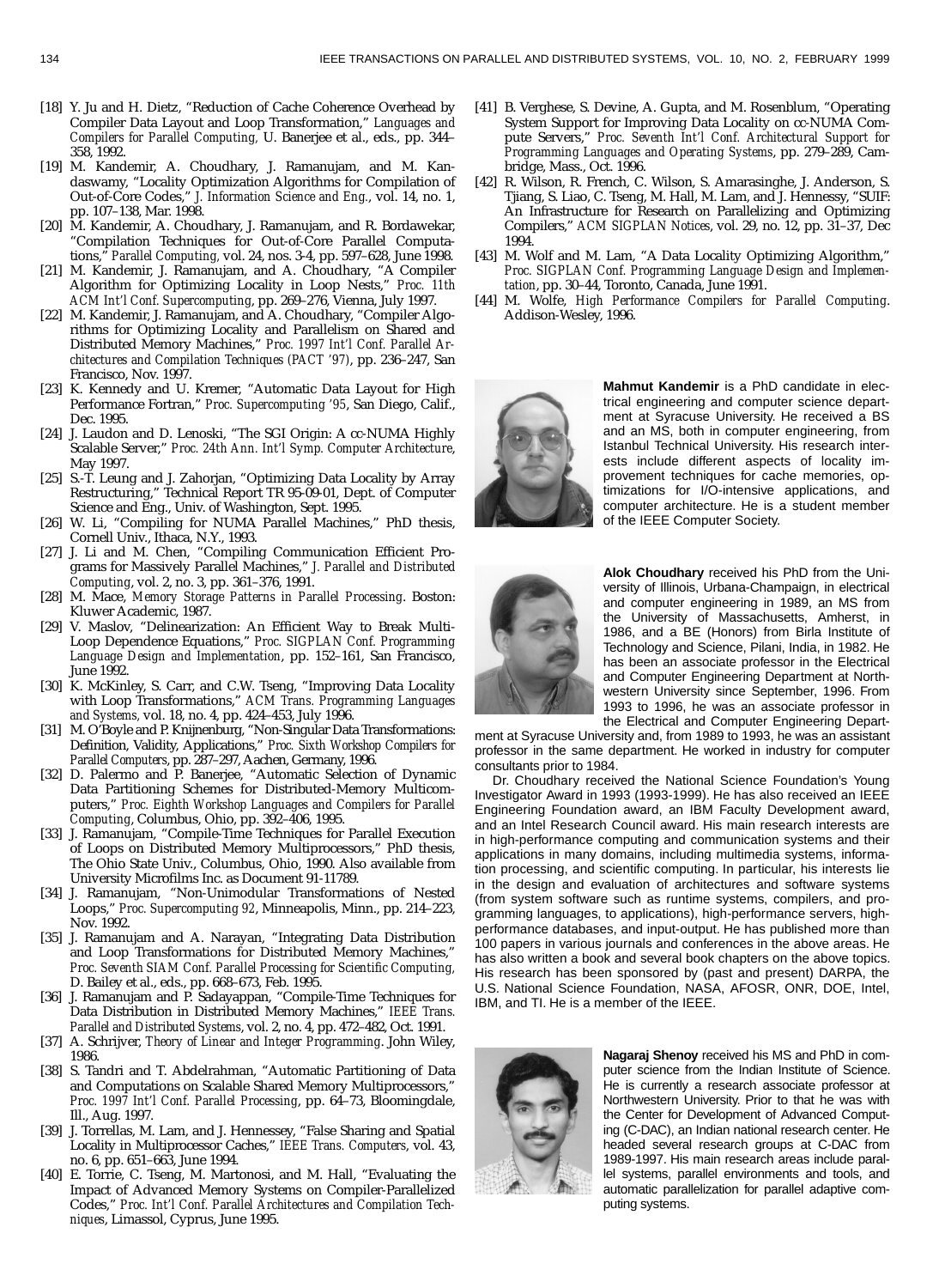[18] Y. Ju and H. Dietz, "Reduction of Cache Coherence Overhead by Compiler Data Layout and Loop Transformation," *Languages and Compilers for Parallel Computing*, U. Banerjee et al., eds., pp. 344–358, 1992.

[19] M. Kandemir, A. Choudhary, J. Ramanujam, and M. Kandaswamy, "Locality Optimization Algorithms for Compilation of Out-of-Core Codes," *J. Information Science and Eng.*, vol. 14, no. 1, pp. 107–138, Mar. 1998.

[20] M. Kandemir, A. Choudhary, J. Ramanujam, and R. Bordawekar, "Compilation Techniques for Out-of-Core Parallel Computations," *Parallel Computing*, vol. 24, nos. 3-4, pp. 597–628, June 1998.

[21] M. Kandemir, J. Ramanujam, and A. Choudhary, "A Compiler Algorithm for Optimizing Locality in Loop Nests," *Proc. 11th ACM Int'l Conf. Supercomputing*, pp. 269–276, Vienna, July 1997.

[22] M. Kandemir, J. Ramanujam, and A. Choudhary, "Compiler Algorithms for Optimizing Locality and Parallelism on Shared and Distributed Memory Machines," *Proc. 1997 Int'l Conf. Parallel Architectures and Compilation Techniques (PACT '97)*, pp. 236–247, San Francisco, Nov. 1997.

[23] K. Kennedy and U. Kremer, "Automatic Data Layout for High Performance Fortran," *Proc. Supercomputing '95*, San Diego, Calif., Dec. 1995.

[24] J. Laudon and D. Lenoski, "The SGI Origin: A cc-NUMA Highly Scalable Server," *Proc. 24th Ann. Int'l Symp. Computer Architecture*, May 1997.

[25] S.-T. Leung and J. Zahorjan, "Optimizing Data Locality by Array Restructuring," Technical Report TR 95-09-01, Dept. of Computer Science and Eng., Univ. of Washington, Sept. 1995.

[26] W. Li, "Compiling for NUMA Parallel Machines," PhD thesis, Cornell Univ., Ithaca, N.Y., 1993.

[27] J. Li and M. Chen, "Compiling Communication Efficient Programs for Massively Parallel Machines," *J. Parallel and Distributed Computing*, vol. 2, no. 3, pp. 361–376, 1991.

[28] M. Mace, *Memory Storage Patterns in Parallel Processing*. Boston: Kluwer Academic, 1987.

[29] V. Maslov, "Delinearization: An Efficient Way to Break Multi-Loop Dependence Equations," *Proc. SIGPLAN Conf. Programming Language Design and Implementation*, pp. 152–161, San Francisco, June 1992.

[30] K. McKinley, S. Carr, and C.W. Tseng, "Improving Data Locality with Loop Transformations," *ACM Trans. Programming Languages and Systems*, vol. 18, no. 4, pp. 424–453, July 1996.

[31] M. O'Boyle and P. Knijnenburg, "Non-Singular Data Transformations: Definition, Validity, Applications," *Proc. Sixth Workshop Compilers for Parallel Computers*, pp. 287–297, Aachen, Germany, 1996.

[32] D. Palermo and P. Banerjee, "Automatic Selection of Dynamic Data Partitioning Schemes for Distributed-Memory Multicomputers," *Proc. Eighth Workshop Languages and Compilers for Parallel Computing*, Columbus, Ohio, pp. 392–406, 1995.

[33] J. Ramanujam, "Compile-Time Techniques for Parallel Execution of Loops on Distributed Memory Multiprocessors," PhD thesis, The Ohio State Univ., Columbus, Ohio, 1990. Also available from University Microfilms Inc. as Document 91-11789.

[34] J. Ramanujam, "Non-Unimodular Transformations of Nested Loops," *Proc. Supercomputing 92*, Minneapolis, Minn., pp. 214–223, Nov. 1992.

[35] J. Ramanujam and A. Narayan, "Integrating Data Distribution and Loop Transformations for Distributed Memory Machines," *Proc. Seventh SIAM Conf. Parallel Processing for Scientific Computing*, D. Bailey et al., eds., pp. 668–673, Feb. 1995.

[36] J. Ramanujam and P. Sadayappan, "Compile-Time Techniques for Data Distribution in Distributed Memory Machines," *IEEE Trans. Parallel and Distributed Systems*, vol. 2, no. 4, pp. 472–482, Oct. 1991.

[37] A. Schrijver, *Theory of Linear and Integer Programming*. John Wiley, 1986.

[38] S. Tandri and T. Abdelrahman, "Automatic Partitioning of Data and Computations on Scalable Shared Memory Multiprocessors," *Proc. 1997 Int'l Conf. Parallel Processing*, pp. 64–73, Bloomingdale, Ill., Aug. 1997.

[39] J. Torrellas, M. Lam, and J. Hennessey, "False Sharing and Spatial Locality in Multiprocessor Caches," *IEEE Trans. Computers*, vol. 43, no. 6, pp. 651–663, June 1994.

[40] E. Torrie, C. Tseng, M. Martonosi, and M. Hall, "Evaluating the Impact of Advanced Memory Systems on Compiler-Parallelized Codes," *Proc. Int'l Conf. Parallel Architectures and Compilation Techniques*, Limassol, Cyprus, June 1995.

[41] B. Verghese, S. Devine, A. Gupta, and M. Rosenblum, "Operating System Support for Improving Data Locality on cc-NUMA Compute Servers," *Proc. Seventh Int'l Conf. Architectural Support for Programming Languages and Operating Systems*, pp. 279–289, Cambridge, Mass., Oct. 1996.

[42] R. Wilson, R. French, C. Wilson, S. Amarasinghe, J. Anderson, S. Tjiang, S. Liao, C. Tseng, M. Hall, M. Lam, and J. Hennessy, "SUIF: An Infrastructure for Research on Parallelizing and Optimizing Compilers," *ACM SIGPLAN Notices*, vol. 29, no. 12, pp. 31–37, Dec 1994.

[43] M. Wolf and M. Lam, "A Data Locality Optimizing Algorithm," *Proc. SIGPLAN Conf. Programming Language Design and Implementation*, pp. 30–44, Toronto, Canada, June 1991.

[44] M. Wolfe, *High Performance Compilers for Parallel Computing*. Addison-Wesley, 1996.

**Mahmut Kandemir** is a PhD candidate in electrical engineering and computer science department at Syracuse University. He received a BS and an MS, both in computer engineering, from Istanbul Technical University. His research interests include different aspects of locality improvement techniques for cache memories, optimizations for I/O-intensive applications, and computer architecture. He is a student member of the IEEE Computer Society.

**Alok Choudhary** received his PhD from the University of Illinois, Urbana-Champaign, in electrical and computer engineering in 1989, an MS from the University of Massachusetts, Amherst, in 1986, and a BE (Honors) from Birla Institute of Technology and Science, Pilani, India, in 1982. He has been an associate professor in the Electrical and Computer Engineering Department at Northwestern University since September, 1996. From 1993 to 1996, he was an associate professor in the Electrical and Computer Engineering Department at Syracuse University and, from 1989 to 1993, he was an assistant professor in the same department. He worked in industry for computer consultants prior to 1984.

Dr. Choudhary received the National Science Foundation's Young Investigator Award in 1993 (1993-1999). He has also received an IEEE Engineering Foundation award, an IBM Faculty Development award, and an Intel Research Council award. His main research interests are in high-performance computing and communication systems and their applications in many domains, including multimedia systems, information processing, and scientific computing. In particular, his interests lie in the design and evaluation of architectures and software systems (from system software such as runtime systems, compilers, and programming languages, to applications), high-performance servers, high-performance databases, and input-output. He has published more than 100 papers in various journals and conferences in the above areas. He has also written a book and several book chapters on the above topics. His research has been sponsored by (past and present) DARPA, the U.S. National Science Foundation, NASA, AFOSR, ONR, DOE, Intel, IBM, and TI. He is a member of the IEEE.

**Nagaraj Shenoy** received his MS and PhD in computer science from the Indian Institute of Science. He is currently a research associate professor at Northwestern University. Prior to that he was with the Center for Development of Advanced Computing (C-DAC), an Indian national research center. He headed several research groups at C-DAC from 1989-1997. His main research areas include parallel systems, parallel environments and tools, and automatic parallelization for parallel adaptive computing systems.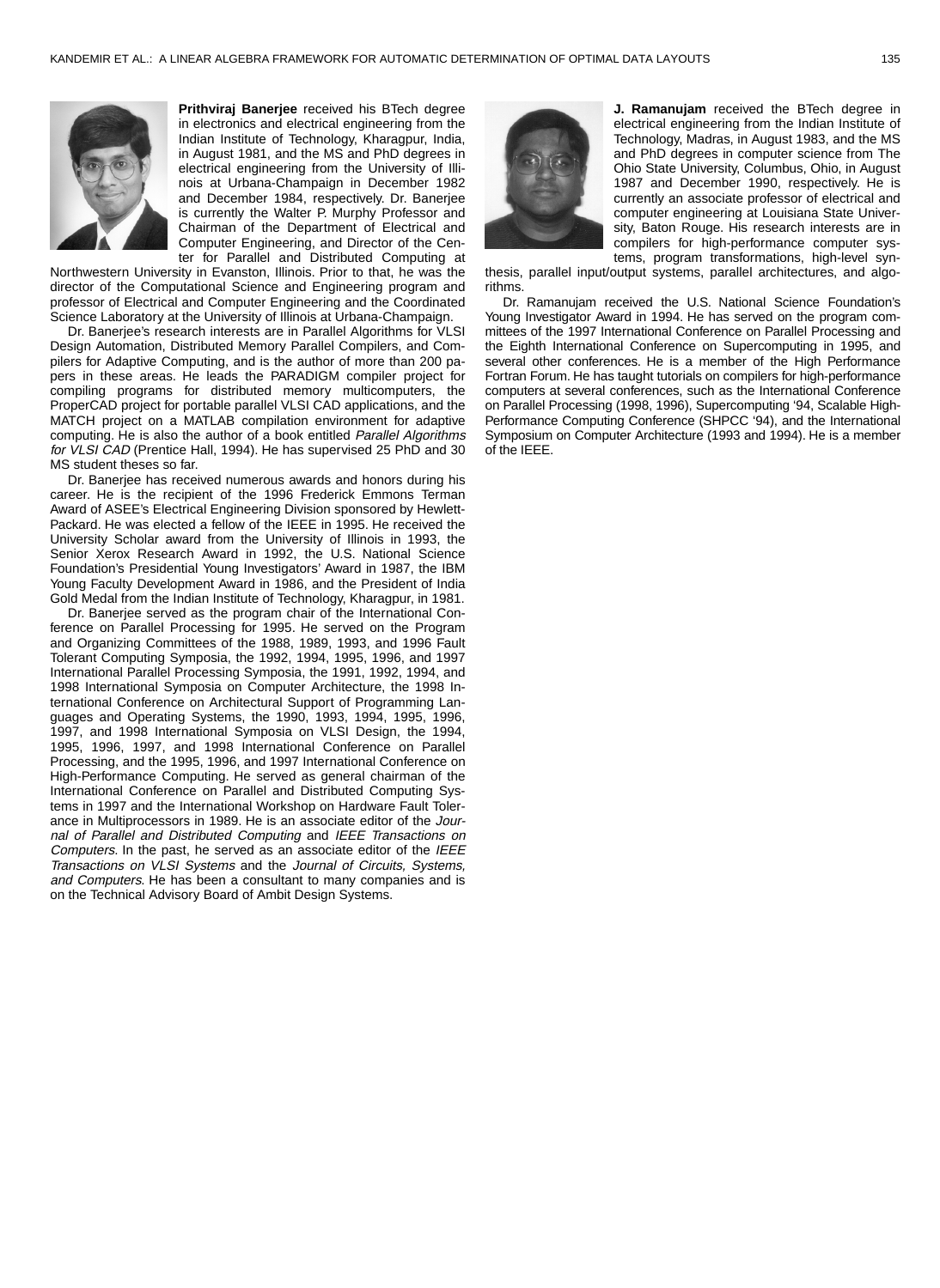**Prithviraj Banerjee** received his BTech degree in electronics and electrical engineering from the Indian Institute of Technology, Kharagpur, India, in August 1981, and the MS and PhD degrees in electrical engineering from the University of Illinois at Urbana-Champaign in December 1982 and December 1984, respectively. Dr. Banerjee is currently the Walter P. Murphy Professor and Chairman of the Department of Electrical and Computer Engineering, and Director of the Center for Parallel and Distributed Computing at Northwestern University in Evanston, Illinois. Prior to that, he was the director of the Computational Science and Engineering program and professor of Electrical and Computer Engineering and the Coordinated Science Laboratory at the University of Illinois at Urbana-Champaign.

Dr. Banerjee's research interests are in Parallel Algorithms for VLSI Design Automation, Distributed Memory Parallel Compilers, and Compilers for Adaptive Computing, and is the author of more than 200 papers in these areas. He leads the PARADIGM compiler project for compiling programs for distributed memory multicomputers, the ProperCAD project for portable parallel VLSI CAD applications, and the MATCH project on a MATLAB compilation environment for adaptive computing. He is also the author of a book entitled *Parallel Algorithms for VLSI CAD* (Prentice Hall, 1994). He has supervised 25 PhD and 30 MS student theses so far.

Dr. Banerjee has received numerous awards and honors during his career. He is the recipient of the 1996 Frederick Emmons Terman Award of ASEE's Electrical Engineering Division sponsored by Hewlett-Packard. He was elected a fellow of the IEEE in 1995. He received the University Scholar award from the University of Illinois in 1993, the Senior Xerox Research Award in 1992, the U.S. National Science Foundation's Presidential Young Investigators' Award in 1987, the IBM Young Faculty Development Award in 1986, and the President of India Gold Medal from the Indian Institute of Technology, Kharagpur, in 1981.

Dr. Banerjee served as the program chair of the International Conference on Parallel Processing for 1995. He served on the Program and Organizing Committees of the 1988, 1989, 1993, and 1996 Fault Tolerant Computing Symposia, the 1992, 1994, 1995, 1996, and 1997 International Parallel Processing Symposia, the 1991, 1992, 1994, and 1998 International Symposia on Computer Architecture, the 1998 International Conference on Architectural Support of Programming Languages and Operating Systems, the 1990, 1993, 1994, 1995, 1996, 1997, and 1998 International Symposia on VLSI Design, the 1994, 1995, 1996, 1997, and 1998 International Conference on Parallel Processing, and the 1995, 1996, and 1997 International Conference on High-Performance Computing. He served as general chairman of the International Conference on Parallel and Distributed Computing Systems in 1997 and the International Workshop on Hardware Fault Tolerance in Multiprocessors in 1989. He is an associate editor of the *Journal of Parallel and Distributed Computing* and *IEEE Transactions on Computers*. In the past, he served as an associate editor of the *IEEE Transactions on VLSI Systems* and the *Journal of Circuits, Systems, and Computers*. He has been a consultant to many companies and is on the Technical Advisory Board of Ambit Design Systems.

**J. Ramanujam** received the BTech degree in electrical engineering from the Indian Institute of Technology, Madras, in August 1983, and the MS and PhD degrees in computer science from The Ohio State University, Columbus, Ohio, in August 1987 and December 1990, respectively. He is currently an associate professor of electrical and computer engineering at Louisiana State University, Baton Rouge. His research interests are in compilers for high-performance computer systems, program transformations, high-level synthesis, parallel input/output systems, parallel architectures, and algorithms.

Dr. Ramanujam received the U.S. National Science Foundation's Young Investigator Award in 1994. He has served on the program committees of the 1997 International Conference on Parallel Processing and the Eighth International Conference on Supercomputing in 1995, and several other conferences. He is a member of the High Performance Fortran Forum. He has taught tutorials on compilers for high-performance computers at several conferences, such as the International Conference on Parallel Processing (1998, 1996), Supercomputing '94, Scalable High-Performance Computing Conference (SHPCC '94), and the International Symposium on Computer Architecture (1993 and 1994). He is a member of the IEEE.